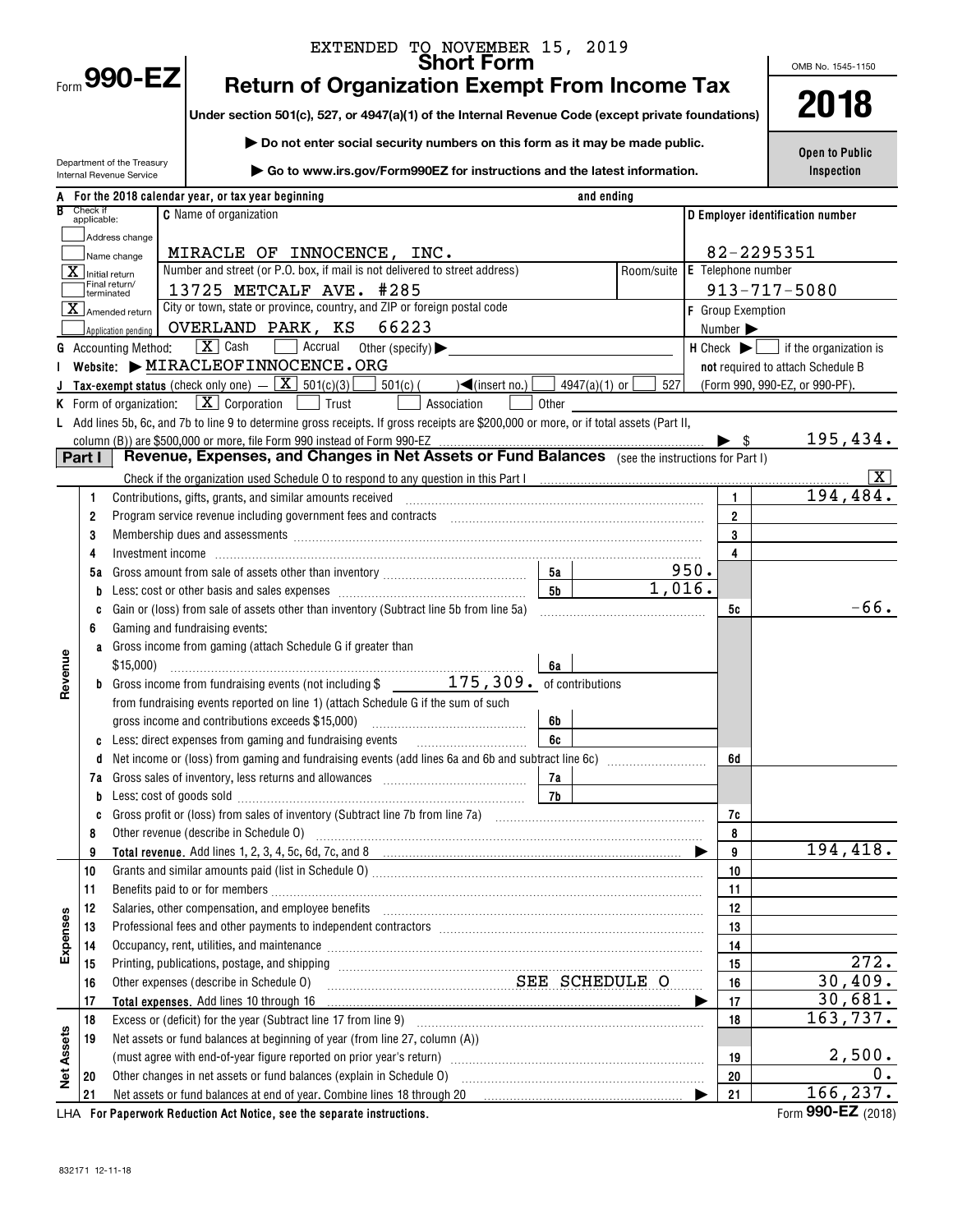EXTENDED TO NOVEMBER 15, 2019

Form **990-EZ**

Department of the Treasury
Internal Revenue Service

# Short Form
# Return of Organization Exempt From Income Tax

**Under section 501(c), 527, or 4947(a)(1) of the Internal Revenue Code (except private foundations)**

▶ **Do not enter social security numbers on this form as it may be made public.**

▶ **Go to www.irs.gov/Form990EZ for instructions and the latest information.**

OMB No. 1545-1150

**2018**

**Open to Public Inspection**

**A** For the 2018 calendar year, or tax year beginning and ending

**B** Check if applicable:
- [ ] Address change
- [ ] Name change
- [X] Initial return
- [ ] Final return/terminated
- [X] Amended return
- [ ] Application pending

**C** Name of organization: MIRACLE OF INNOCENCE, INC.

Number and street (or P.O. box, if mail is not delivered to street address): 13725 METCALF AVE. #285 — Room/suite:

City or town, state or province, country, and ZIP or foreign postal code: OVERLAND PARK, KS 66223

**D** Employer identification number: 82-2295351

**E** Telephone number: 913-717-5080

**F** Group Exemption Number ▶

**G** Accounting Method: [X] Cash [ ] Accrual Other (specify) ▶

**H** Check ▶ [ ] if the organization is **not** required to attach Schedule B (Form 990, 990-EZ, or 990-PF).

**I** Website: ▶ MIRACLEOFINNOCENCE.ORG

**J** Tax-exempt status (check only one) — [X] 501(c)(3) [ ] 501(c) ( ) ◀(insert no.) [ ] 4947(a)(1) or [ ] 527

**K** Form of organization: [X] Corporation [ ] Trust [ ] Association [ ] Other

**L** Add lines 5b, 6c, and 7b to line 9 to determine gross receipts. If gross receipts are $200,000 or more, or if total assets (Part II, column (B)) are $500,000 or more, file Form 990 instead of Form 990-EZ ▶ $ 195,434.

## Part I — Revenue, Expenses, and Changes in Net Assets or Fund Balances (see the instructions for Part I)

Check if the organization used Schedule O to respond to any question in this Part I [X]

| | Line | Description | | | | Amount |
|---|---|---|---|---|---|---|
| Revenue | 1 | Contributions, gifts, grants, and similar amounts received | | | 1 | 194,484. |
| | 2 | Program service revenue including government fees and contracts | | | 2 | |
| | 3 | Membership dues and assessments | | | 3 | |
| | 4 | Investment income | | | 4 | |
| | 5a | Gross amount from sale of assets other than inventory | 5a | 950. | | |
| | b | Less: cost or other basis and sales expenses | 5b | 1,016. | | |
| | c | Gain or (loss) from sale of assets other than inventory (Subtract line 5b from line 5a) | | | 5c | -66. |
| | 6 | Gaming and fundraising events: | | | | |
| | a | Gross income from gaming (attach Schedule G if greater than $15,000) | 6a | | | |
| | b | Gross income from fundraising events (not including $ 175,309. of contributions from fundraising events reported on line 1) (attach Schedule G if the sum of such gross income and contributions exceeds $15,000) | 6b | | | |
| | c | Less: direct expenses from gaming and fundraising events | 6c | | | |
| | d | Net income or (loss) from gaming and fundraising events (add lines 6a and 6b and subtract line 6c) | | | 6d | |
| | 7a | Gross sales of inventory, less returns and allowances | 7a | | | |
| | b | Less: cost of goods sold | 7b | | | |
| | c | Gross profit or (loss) from sales of inventory (Subtract line 7b from line 7a) | | | 7c | |
| | 8 | Other revenue (describe in Schedule O) | | | 8 | |
| | 9 | **Total revenue.** Add lines 1, 2, 3, 4, 5c, 6d, 7c, and 8 ▶ | | | 9 | 194,418. |
| Expenses | 10 | Grants and similar amounts paid (list in Schedule O) | | | 10 | |
| | 11 | Benefits paid to or for members | | | 11 | |
| | 12 | Salaries, other compensation, and employee benefits | | | 12 | |
| | 13 | Professional fees and other payments to independent contractors | | | 13 | |
| | 14 | Occupancy, rent, utilities, and maintenance | | | 14 | |
| | 15 | Printing, publications, postage, and shipping | | | 15 | 272. |
| | 16 | Other expenses (describe in Schedule O) SEE SCHEDULE O | | | 16 | 30,409. |
| | 17 | **Total expenses.** Add lines 10 through 16 ▶ | | | 17 | 30,681. |
| Net Assets | 18 | Excess or (deficit) for the year (Subtract line 17 from line 9) | | | 18 | 163,737. |
| | 19 | Net assets or fund balances at beginning of year (from line 27, column (A)) (must agree with end-of-year figure reported on prior year's return) | | | 19 | 2,500. |
| | 20 | Other changes in net assets or fund balances (explain in Schedule O) | | | 20 | 0. |
| | 21 | Net assets or fund balances at end of year. Combine lines 18 through 20 ▶ | | | 21 | 166,237. |

LHA **For Paperwork Reduction Act Notice, see the separate instructions.**

Form **990-EZ** (2018)

832171 12-11-18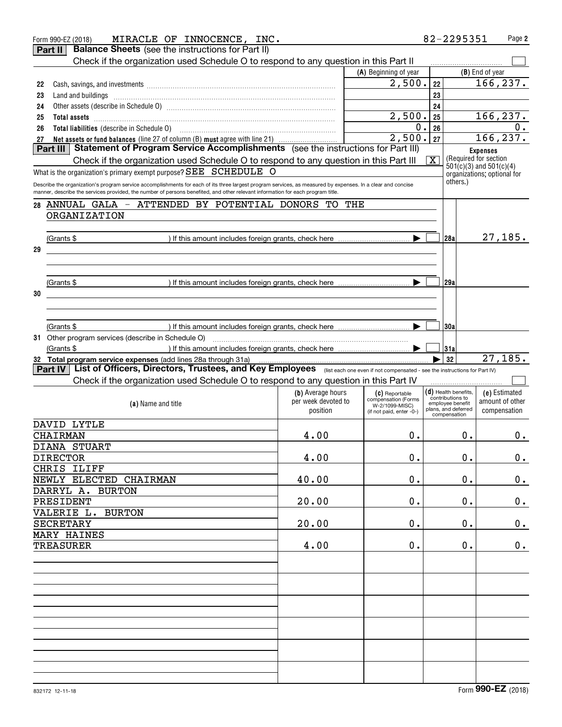Form 990-EZ (2018) MIRACLE OF INNOCENCE, INC. 82-2295351 Page 2

**Part II** **Balance Sheets** (see the instructions for Part II)

Check if the organization used Schedule O to respond to any question in this Part II ☐

| | | (A) Beginning of year | | (B) End of year |
|---|---|---|---|---|
| 22 | Cash, savings, and investments | 2,500. | 22 | 166,237. |
| 23 | Land and buildings | | 23 | |
| 24 | Other assets (describe in Schedule O) | | 24 | |
| 25 | **Total assets** | 2,500. | 25 | 166,237. |
| 26 | **Total liabilities** (describe in Schedule O) | 0. | 26 | 0. |
| 27 | **Net assets or fund balances** (line 27 of column (B) **must** agree with line 21) | 2,500. | 27 | 166,237. |

**Part III** **Statement of Program Service Accomplishments** (see the instructions for Part III)

Check if the organization used Schedule O to respond to any question in this Part III ☒

What is the organization's primary exempt purpose? SEE SCHEDULE O

Describe the organization's program service accomplishments for each of its three largest program services, as measured by expenses. In a clear and concise manner, describe the services provided, the number of persons benefited, and other relevant information for each program title.

**Expenses** (Required for section 501(c)(3) and 501(c)(4) organizations; optional for others.)

| | | | |
|---|---|---|---|
| 28 | ANNUAL GALA - ATTENDED BY POTENTIAL DONORS TO THE ORGANIZATION (Grants $ ) If this amount includes foreign grants, check here ☐ | 28a | 27,185. |
| 29 | (Grants $ ) If this amount includes foreign grants, check here ☐ | 29a | |
| 30 | (Grants $ ) If this amount includes foreign grants, check here ☐ | 30a | |
| 31 | Other program services (describe in Schedule O) (Grants $ ) If this amount includes foreign grants, check here ☐ | 31a | |
| 32 | **Total program service expenses** (add lines 28a through 31a) | 32 | 27,185. |

**Part IV** **List of Officers, Directors, Trustees, and Key Employees** (list each one even if not compensated - see the instructions for Part IV)

Check if the organization used Schedule O to respond to any question in this Part IV ☐

| (a) Name and title | (b) Average hours per week devoted to position | (c) Reportable compensation (Forms W-2/1099-MISC) (if not paid, enter -0-) | (d) Health benefits, contributions to employee benefit plans, and deferred compensation | (e) Estimated amount of other compensation |
|---|---|---|---|---|
| DAVID LYTLE<br>CHAIRMAN | 4.00 | 0. | 0. | 0. |
| DIANA STUART<br>DIRECTOR | 4.00 | 0. | 0. | 0. |
| CHRIS ILIFF<br>NEWLY ELECTED CHAIRMAN | 40.00 | 0. | 0. | 0. |
| DARRYL A. BURTON<br>PRESIDENT | 20.00 | 0. | 0. | 0. |
| VALERIE L. BURTON<br>SECRETARY | 20.00 | 0. | 0. | 0. |
| MARY HAINES<br>TREASURER | 4.00 | 0. | 0. | 0. |

832172 12-11-18 Form **990-EZ** (2018)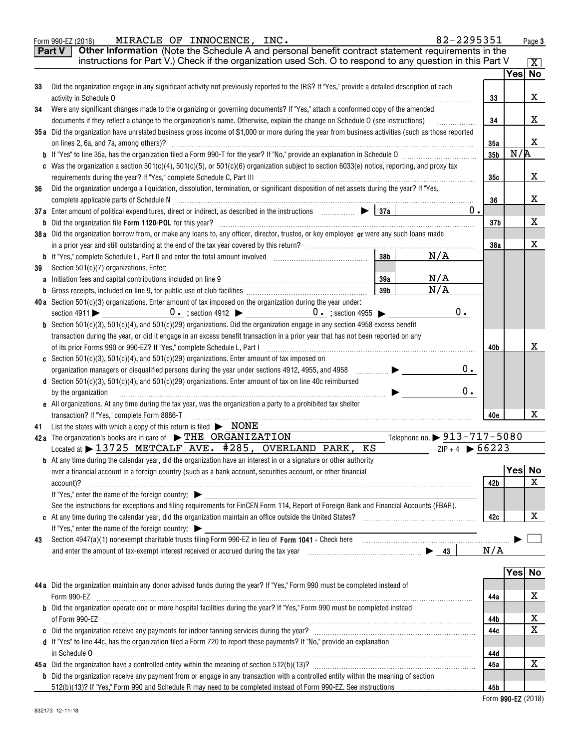Form 990-EZ (2018) MIRACLE OF INNOCENCE, INC. 82-2295351

**Part V** **Other Information** (Note the Schedule A and personal benefit contract statement requirements in the instructions for Part V.) Check if the organization used Sch. O to respond to any question in this Part V [X]

| | | | | Yes | No |
|---|---|---|---|---|---|
| 33 | Did the organization engage in any significant activity not previously reported to the IRS? If "Yes," provide a detailed description of each activity in Schedule O | | 33 | | X |
| 34 | Were any significant changes made to the organizing or governing documents? If "Yes," attach a conformed copy of the amended documents if they reflect a change to the organization's name. Otherwise, explain the change on Schedule O (see instructions) | | 34 | | X |
| 35a | Did the organization have unrelated business gross income of $1,000 or more during the year from business activities (such as those reported on lines 2, 6a, and 7a, among others)? | | 35a | | X |
| b | If "Yes" to line 35a, has the organization filed a Form 990-T for the year? If "No," provide an explanation in Schedule O | | 35b | N/A | |
| c | Was the organization a section 501(c)(4), 501(c)(5), or 501(c)(6) organization subject to section 6033(e) notice, reporting, and proxy tax requirements during the year? If "Yes," complete Schedule C, Part III | | 35c | | X |
| 36 | Did the organization undergo a liquidation, dissolution, termination, or significant disposition of net assets during the year? If "Yes," complete applicable parts of Schedule N | | 36 | | X |
| 37a | Enter amount of political expenditures, direct or indirect, as described in the instructions | 37a 0. | | | |
| b | Did the organization file Form 1120-POL for this year? | | 37b | | X |
| 38a | Did the organization borrow from, or make any loans to, any officer, director, trustee, or key employee **or** were any such loans made in a prior year and still outstanding at the end of the tax year covered by this return? | | 38a | | X |
| b | If "Yes," complete Schedule L, Part II and enter the total amount involved | 38b N/A | | | |
| 39 | Section 501(c)(7) organizations. Enter: | | | | |
| a | Initiation fees and capital contributions included on line 9 | 39a N/A | | | |
| b | Gross receipts, included on line 9, for public use of club facilities | 39b N/A | | | |
| 40a | Section 501(c)(3) organizations. Enter amount of tax imposed on the organization during the year under: section 4911 ▶ 0. ; section 4912 ▶ 0. ; section 4955 ▶ 0. | | | | |
| b | Section 501(c)(3), 501(c)(4), and 501(c)(29) organizations. Did the organization engage in any section 4958 excess benefit transaction during the year, or did it engage in an excess benefit transaction in a prior year that has not been reported on any of its prior Forms 990 or 990-EZ? If "Yes," complete Schedule L, Part I | | 40b | | X |
| c | Section 501(c)(3), 501(c)(4), and 501(c)(29) organizations. Enter amount of tax imposed on organization managers or disqualified persons during the year under sections 4912, 4955, and 4958 | ▶ 0. | | | |
| d | Section 501(c)(3), 501(c)(4), and 501(c)(29) organizations. Enter amount of tax on line 40c reimbursed by the organization | ▶ 0. | | | |
| e | All organizations. At any time during the tax year, was the organization a party to a prohibited tax shelter transaction? If "Yes," complete Form 8886-T | | 40e | | X |

41 List the states with which a copy of this return is filed ▶ NONE

42a The organization's books are in care of ▶ THE ORGANIZATION Telephone no. ▶ 913-717-5080

Located at ▶ 13725 METCALF AVE. #285, OVERLAND PARK, KS ZIP + 4 ▶ 66223

| | | | Yes | No |
|---|---|---|---|---|
| b | At any time during the calendar year, did the organization have an interest in or a signature or other authority over a financial account in a foreign country (such as a bank account, securities account, or other financial account)? If "Yes," enter the name of the foreign country: ▶ See the instructions for exceptions and filing requirements for FinCEN Form 114, Report of Foreign Bank and Financial Accounts (FBAR). | 42b | | X |
| c | At any time during the calendar year, did the organization maintain an office outside the United States? If "Yes," enter the name of the foreign country: ▶ | 42c | | X |

43 Section 4947(a)(1) nonexempt charitable trusts filing Form 990-EZ in lieu of **Form 1041** - Check here ▶ [ ]
and enter the amount of tax-exempt interest received or accrued during the tax year ▶ 43 N/A

| | | | Yes | No |
|---|---|---|---|---|
| 44a | Did the organization maintain any donor advised funds during the year? If "Yes," Form 990 must be completed instead of Form 990-EZ | 44a | | X |
| b | Did the organization operate one or more hospital facilities during the year? If "Yes," Form 990 must be completed instead of Form 990-EZ | 44b | | X |
| c | Did the organization receive any payments for indoor tanning services during the year? | 44c | | X |
| d | If "Yes" to line 44c, has the organization filed a Form 720 to report these payments? If "No," provide an explanation in Schedule O | 44d | | |
| 45a | Did the organization have a controlled entity within the meaning of section 512(b)(13)? | 45a | | X |
| b | Did the organization receive any payment from or engage in any transaction with a controlled entity within the meaning of section 512(b)(13)? If "Yes," Form 990 and Schedule R may need to be completed instead of Form 990-EZ. See instructions | 45b | | |

Form 990-EZ (2018)

832173 12-11-18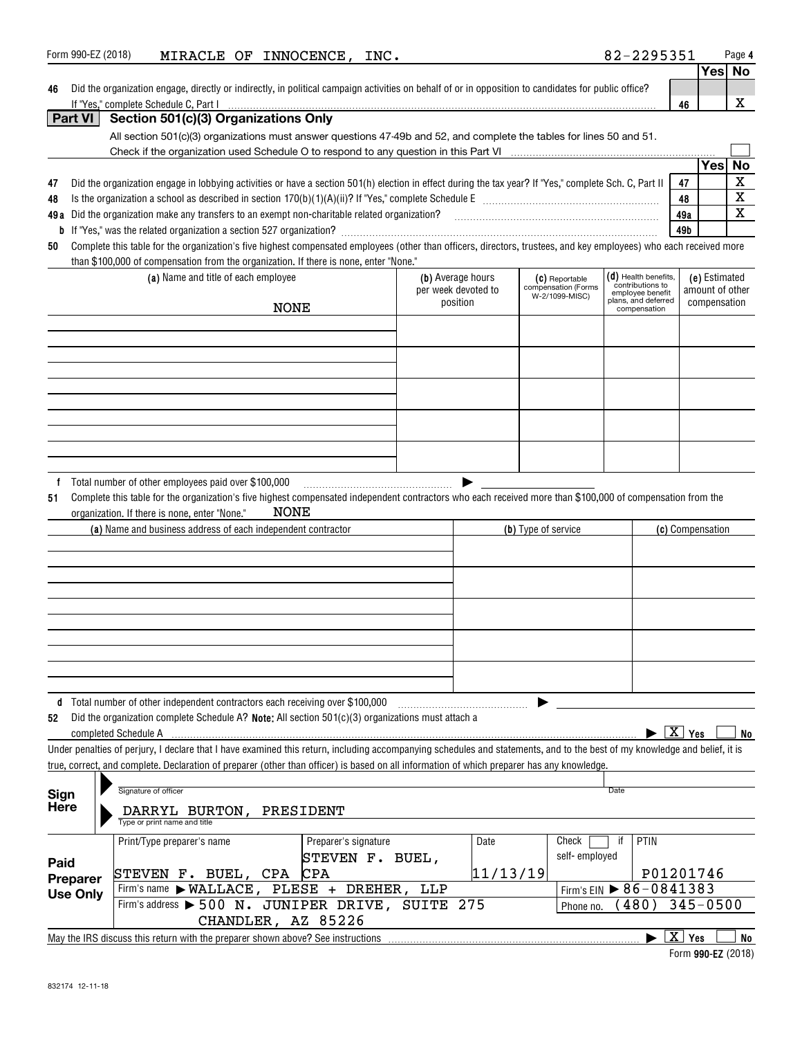Form 990-EZ (2018) MIRACLE OF INNOCENCE, INC. 82-2295351 Page 4

| | | | Yes | No |
|---|---|---|---|---|
| 46 | Did the organization engage, directly or indirectly, in political campaign activities on behalf of or in opposition to candidates for public office? If "Yes," complete Schedule C, Part I | 46 | | X |

## Part VI Section 501(c)(3) Organizations Only

All section 501(c)(3) organizations must answer questions 47-49b and 52, and complete the tables for lines 50 and 51.

Check if the organization used Schedule O to respond to any question in this Part VI ☐

| | | | Yes | No |
|---|---|---|---|---|
| 47 | Did the organization engage in lobbying activities or have a section 501(h) election in effect during the tax year? If "Yes," complete Sch. C, Part II | 47 | | X |
| 48 | Is the organization a school as described in section 170(b)(1)(A)(ii)? If "Yes," complete Schedule E | 48 | | X |
| 49a | Did the organization make any transfers to an exempt non-charitable related organization? | 49a | | X |
| b | If "Yes," was the related organization a section 527 organization? | 49b | | |

**50** Complete this table for the organization's five highest compensated employees (other than officers, directors, trustees, and key employees) who each received more than $100,000 of compensation from the organization. If there is none, enter "None."

| (a) Name and title of each employee | (b) Average hours per week devoted to position | (c) Reportable compensation (Forms W-2/1099-MISC) | (d) Health benefits, contributions to employee benefit plans, and deferred compensation | (e) Estimated amount of other compensation |
|---|---|---|---|---|
| NONE | | | | |
| | | | | |
| | | | | |
| | | | | |
| | | | | |

**f** Total number of other employees paid over $100,000 ▶

**51** Complete this table for the organization's five highest compensated independent contractors who each received more than $100,000 of compensation from the organization. If there is none, enter "None." NONE

| (a) Name and business address of each independent contractor | (b) Type of service | (c) Compensation |
|---|---|---|
| | | |
| | | |
| | | |
| | | |
| | | |

**d** Total number of other independent contractors each receiving over $100,000 ▶

**52** Did the organization complete Schedule A? **Note:** All section 501(c)(3) organizations must attach a completed Schedule A ▶ ☒ Yes ☐ No

Under penalties of perjury, I declare that I have examined this return, including accompanying schedules and statements, and to the best of my knowledge and belief, it is true, correct, and complete. Declaration of preparer (other than officer) is based on all information of which preparer has any knowledge.

**Sign Here**

Signature of officer ______ Date ______

DARRYL BURTON, PRESIDENT
Type or print name and title

**Paid Preparer Use Only**

| Print/Type preparer's name | Preparer's signature | Date | Check ☐ if self-employed | PTIN |
|---|---|---|---|---|
| STEVEN F. BUEL, CPA | STEVEN F. BUEL, CPA | 11/13/19 | | P01201746 |

Firm's name ▶ WALLACE, PLESE + DREHER, LLP — Firm's EIN ▶ 86-0841383

Firm's address ▶ 500 N. JUNIPER DRIVE, SUITE 275, CHANDLER, AZ 85226 — Phone no. (480) 345-0500

May the IRS discuss this return with the preparer shown above? See instructions ▶ ☒ Yes ☐ No

Form **990-EZ** (2018)

832174 12-11-18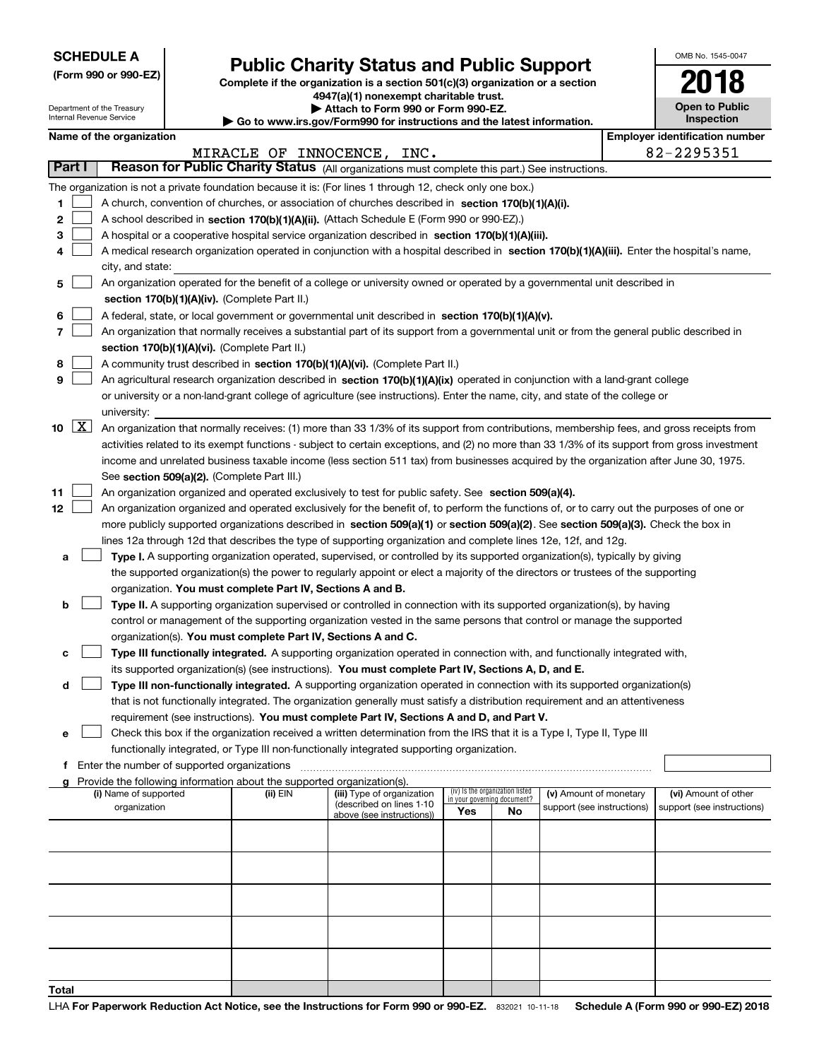**SCHEDULE A**
**(Form 990 or 990-EZ)**

Department of the Treasury
Internal Revenue Service

# Public Charity Status and Public Support

**Complete if the organization is a section 501(c)(3) organization or a section 4947(a)(1) nonexempt charitable trust.**
**▶ Attach to Form 990 or Form 990-EZ.**
**▶ Go to www.irs.gov/Form990 for instructions and the latest information.**

OMB No. 1545-0047

**2018**

**Open to Public Inspection**

**Name of the organization**
MIRACLE OF INNOCENCE, INC.

**Employer identification number**
82-2295351

## Part I — Reason for Public Charity Status (All organizations must complete this part.) See instructions.

The organization is not a private foundation because it is: (For lines 1 through 12, check only one box.)

1 [ ] A church, convention of churches, or association of churches described in **section 170(b)(1)(A)(i).**

2 [ ] A school described in **section 170(b)(1)(A)(ii).** (Attach Schedule E (Form 990 or 990-EZ).)

3 [ ] A hospital or a cooperative hospital service organization described in **section 170(b)(1)(A)(iii).**

4 [ ] A medical research organization operated in conjunction with a hospital described in **section 170(b)(1)(A)(iii).** Enter the hospital's name, city, and state:

5 [ ] An organization operated for the benefit of a college or university owned or operated by a governmental unit described in **section 170(b)(1)(A)(iv).** (Complete Part II.)

6 [ ] A federal, state, or local government or governmental unit described in **section 170(b)(1)(A)(v).**

7 [ ] An organization that normally receives a substantial part of its support from a governmental unit or from the general public described in **section 170(b)(1)(A)(vi).** (Complete Part II.)

8 [ ] A community trust described in **section 170(b)(1)(A)(vi).** (Complete Part II.)

9 [ ] An agricultural research organization described in **section 170(b)(1)(A)(ix)** operated in conjunction with a land-grant college or university or a non-land-grant college of agriculture (see instructions). Enter the name, city, and state of the college or university:

10 [X] An organization that normally receives: (1) more than 33 1/3% of its support from contributions, membership fees, and gross receipts from activities related to its exempt functions - subject to certain exceptions, and (2) no more than 33 1/3% of its support from gross investment income and unrelated business taxable income (less section 511 tax) from businesses acquired by the organization after June 30, 1975. See **section 509(a)(2).** (Complete Part III.)

11 [ ] An organization organized and operated exclusively to test for public safety. See **section 509(a)(4).**

12 [ ] An organization organized and operated exclusively for the benefit of, to perform the functions of, or to carry out the purposes of one or more publicly supported organizations described in **section 509(a)(1)** or **section 509(a)(2)**. See **section 509(a)(3).** Check the box in lines 12a through 12d that describes the type of supporting organization and complete lines 12e, 12f, and 12g.

a [ ] **Type I.** A supporting organization operated, supervised, or controlled by its supported organization(s), typically by giving the supported organization(s) the power to regularly appoint or elect a majority of the directors or trustees of the supporting organization. **You must complete Part IV, Sections A and B.**

b [ ] **Type II.** A supporting organization supervised or controlled in connection with its supported organization(s), by having control or management of the supporting organization vested in the same persons that control or manage the supported organization(s). **You must complete Part IV, Sections A and C.**

c [ ] **Type III functionally integrated.** A supporting organization operated in connection with, and functionally integrated with, its supported organization(s) (see instructions). **You must complete Part IV, Sections A, D, and E.**

d [ ] **Type III non-functionally integrated.** A supporting organization operated in connection with its supported organization(s) that is not functionally integrated. The organization generally must satisfy a distribution requirement and an attentiveness requirement (see instructions). **You must complete Part IV, Sections A and D, and Part V.**

e [ ] Check this box if the organization received a written determination from the IRS that it is a Type I, Type II, Type III functionally integrated, or Type III non-functionally integrated supporting organization.

f Enter the number of supported organizations

g Provide the following information about the supported organization(s).

| (i) Name of supported organization | (ii) EIN | (iii) Type of organization (described on lines 1-10 above (see instructions)) | (iv) Is the organization listed in your governing document? Yes | No | (v) Amount of monetary support (see instructions) | (vi) Amount of other support (see instructions) |
|---|---|---|---|---|---|---|
| | | | | | | |
| | | | | | | |
| | | | | | | |
| | | | | | | |
| | | | | | | |
| **Total** | | | | | | |

LHA **For Paperwork Reduction Act Notice, see the Instructions for Form 990 or 990-EZ.** 832021 10-11-18 **Schedule A (Form 990 or 990-EZ) 2018**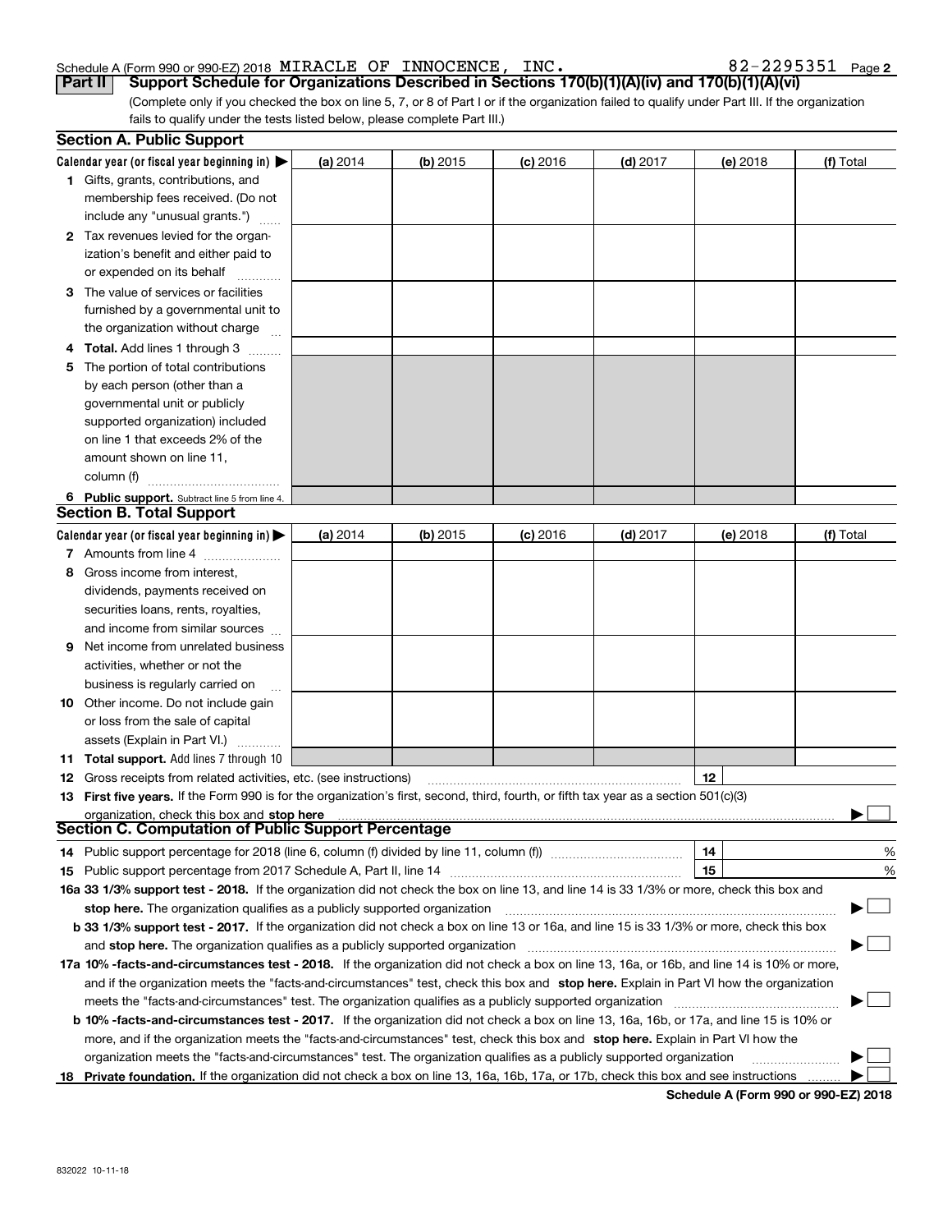Schedule A (Form 990 or 990-EZ) 2018 MIRACLE OF INNOCENCE, INC. 82-2295351 Page 2

**Part II Support Schedule for Organizations Described in Sections 170(b)(1)(A)(iv) and 170(b)(1)(A)(vi)**

(Complete only if you checked the box on line 5, 7, or 8 of Part I or if the organization failed to qualify under Part III. If the organization fails to qualify under the tests listed below, please complete Part III.)

### Section A. Public Support

| Calendar year (or fiscal year beginning in) ▶ | (a) 2014 | (b) 2015 | (c) 2016 | (d) 2017 | (e) 2018 | (f) Total |
|---|---|---|---|---|---|---|
| **1** Gifts, grants, contributions, and membership fees received. (Do not include any "unusual grants.") | | | | | | |
| **2** Tax revenues levied for the organization's benefit and either paid to or expended on its behalf | | | | | | |
| **3** The value of services or facilities furnished by a governmental unit to the organization without charge | | | | | | |
| **4 Total.** Add lines 1 through 3 | | | | | | |
| **5** The portion of total contributions by each person (other than a governmental unit or publicly supported organization) included on line 1 that exceeds 2% of the amount shown on line 11, column (f) | | | | | | |
| **6 Public support.** Subtract line 5 from line 4. | | | | | | |

### Section B. Total Support

| Calendar year (or fiscal year beginning in) ▶ | (a) 2014 | (b) 2015 | (c) 2016 | (d) 2017 | (e) 2018 | (f) Total |
|---|---|---|---|---|---|---|
| **7** Amounts from line 4 | | | | | | |
| **8** Gross income from interest, dividends, payments received on securities loans, rents, royalties, and income from similar sources | | | | | | |
| **9** Net income from unrelated business activities, whether or not the business is regularly carried on | | | | | | |
| **10** Other income. Do not include gain or loss from the sale of capital assets (Explain in Part VI.) | | | | | | |
| **11 Total support.** Add lines 7 through 10 | | | | | | |

**12** Gross receipts from related activities, etc. (see instructions) **12**

**13 First five years.** If the Form 990 is for the organization's first, second, third, fourth, or fifth tax year as a section 501(c)(3) organization, check this box and **stop here** ▶ ☐

### Section C. Computation of Public Support Percentage

**14** Public support percentage for 2018 (line 6, column (f) divided by line 11, column (f)) **14** %

**15** Public support percentage from 2017 Schedule A, Part II, line 14 **15** %

**16a 33 1/3% support test - 2018.** If the organization did not check the box on line 13, and line 14 is 33 1/3% or more, check this box and **stop here.** The organization qualifies as a publicly supported organization ▶ ☐

**b 33 1/3% support test - 2017.** If the organization did not check a box on line 13 or 16a, and line 15 is 33 1/3% or more, check this box and **stop here.** The organization qualifies as a publicly supported organization ▶ ☐

**17a 10% -facts-and-circumstances test - 2018.** If the organization did not check a box on line 13, 16a, or 16b, and line 14 is 10% or more, and if the organization meets the "facts-and-circumstances" test, check this box and **stop here.** Explain in Part VI how the organization meets the "facts-and-circumstances" test. The organization qualifies as a publicly supported organization ▶ ☐

**b 10% -facts-and-circumstances test - 2017.** If the organization did not check a box on line 13, 16a, 16b, or 17a, and line 15 is 10% or more, and if the organization meets the "facts-and-circumstances" test, check this box and **stop here.** Explain in Part VI how the organization meets the "facts-and-circumstances" test. The organization qualifies as a publicly supported organization ▶ ☐

**18 Private foundation.** If the organization did not check a box on line 13, 16a, 16b, 17a, or 17b, check this box and see instructions ▶ ☐

**Schedule A (Form 990 or 990-EZ) 2018**

832022 10-11-18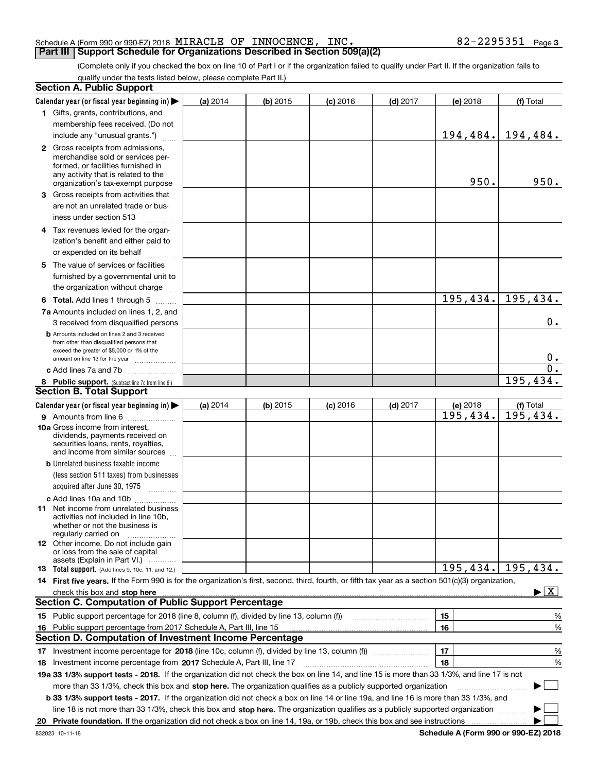Schedule A (Form 990 or 990-EZ) 2018 MIRACLE OF INNOCENCE, INC. 82-2295351 Page 3

## Part III Support Schedule for Organizations Described in Section 509(a)(2)

(Complete only if you checked the box on line 10 of Part I or if the organization failed to qualify under Part II. If the organization fails to qualify under the tests listed below, please complete Part II.)

### Section A. Public Support

| Calendar year (or fiscal year beginning in) | (a) 2014 | (b) 2015 | (c) 2016 | (d) 2017 | (e) 2018 | (f) Total |
|---|---|---|---|---|---|---|
| 1 Gifts, grants, contributions, and membership fees received. (Do not include any "unusual grants.") | | | | | 194,484. | 194,484. |
| 2 Gross receipts from admissions, merchandise sold or services performed, or facilities furnished in any activity that is related to the organization's tax-exempt purpose | | | | | 950. | 950. |
| 3 Gross receipts from activities that are not an unrelated trade or business under section 513 | | | | | | |
| 4 Tax revenues levied for the organization's benefit and either paid to or expended on its behalf | | | | | | |
| 5 The value of services or facilities furnished by a governmental unit to the organization without charge | | | | | | |
| 6 Total. Add lines 1 through 5 | | | | | 195,434. | 195,434. |
| 7a Amounts included on lines 1, 2, and 3 received from disqualified persons | | | | | | 0. |
| b Amounts included on lines 2 and 3 received from other than disqualified persons that exceed the greater of $5,000 or 1% of the amount on line 13 for the year | | | | | | 0. |
| c Add lines 7a and 7b | | | | | | 0. |
| 8 Public support. (Subtract line 7c from line 6.) | | | | | | 195,434. |

### Section B. Total Support

| Calendar year (or fiscal year beginning in) | (a) 2014 | (b) 2015 | (c) 2016 | (d) 2017 | (e) 2018 | (f) Total |
|---|---|---|---|---|---|---|
| 9 Amounts from line 6 | | | | | 195,434. | 195,434. |
| 10a Gross income from interest, dividends, payments received on securities loans, rents, royalties, and income from similar sources | | | | | | |
| b Unrelated business taxable income (less section 511 taxes) from businesses acquired after June 30, 1975 | | | | | | |
| c Add lines 10a and 10b | | | | | | |
| 11 Net income from unrelated business activities not included in line 10b, whether or not the business is regularly carried on | | | | | | |
| 12 Other income. Do not include gain or loss from the sale of capital assets (Explain in Part VI.) | | | | | | |
| 13 Total support. (Add lines 9, 10c, 11, and 12.) | | | | | 195,434. | 195,434. |

14 **First five years.** If the Form 990 is for the organization's first, second, third, fourth, or fifth tax year as a section 501(c)(3) organization, check this box and **stop here** ▶ [X]

### Section C. Computation of Public Support Percentage

| | | |
|---|---|---|
| 15 Public support percentage for 2018 (line 8, column (f), divided by line 13, column (f)) | 15 | % |
| 16 Public support percentage from 2017 Schedule A, Part III, line 15 | 16 | % |

### Section D. Computation of Investment Income Percentage

| | | |
|---|---|---|
| 17 Investment income percentage for **2018** (line 10c, column (f), divided by line 13, column (f)) | 17 | % |
| 18 Investment income percentage from **2017** Schedule A, Part III, line 17 | 18 | % |

**19a 33 1/3% support tests - 2018.** If the organization did not check the box on line 14, and line 15 is more than 33 1/3%, and line 17 is not more than 33 1/3%, check this box and **stop here.** The organization qualifies as a publicly supported organization ▶ [ ]

**b 33 1/3% support tests - 2017.** If the organization did not check a box on line 14 or line 19a, and line 16 is more than 33 1/3%, and line 18 is not more than 33 1/3%, check this box and **stop here.** The organization qualifies as a publicly supported organization ▶ [ ]

**20 Private foundation.** If the organization did not check a box on line 14, 19a, or 19b, check this box and see instructions ▶ [ ]

832023 10-11-18 **Schedule A (Form 990 or 990-EZ) 2018**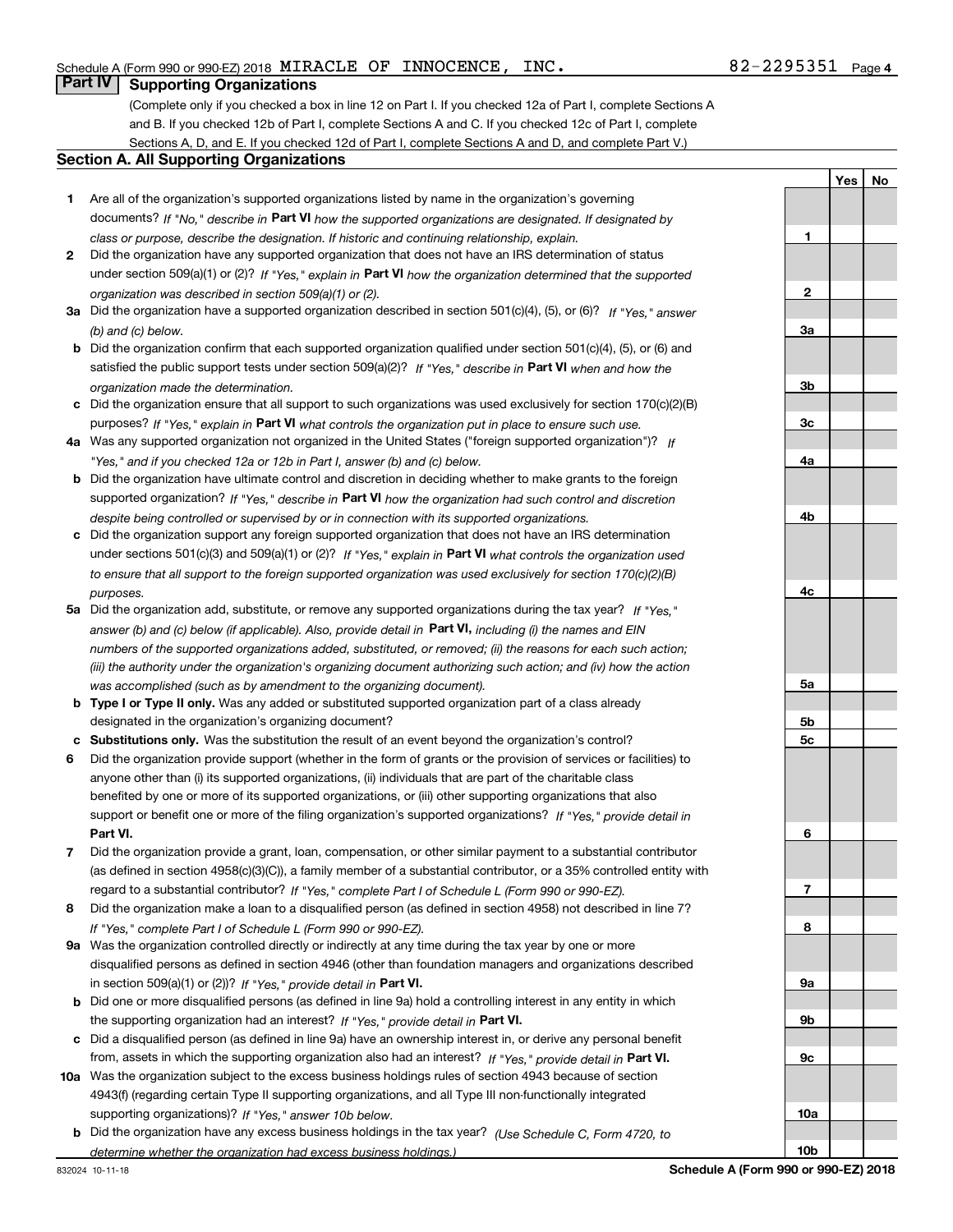Schedule A (Form 990 or 990-EZ) 2018 MIRACLE OF INNOCENCE, INC. 82-2295351 Page 4

## Part IV Supporting Organizations

(Complete only if you checked a box in line 12 on Part I. If you checked 12a of Part I, complete Sections A and B. If you checked 12b of Part I, complete Sections A and C. If you checked 12c of Part I, complete Sections A, D, and E. If you checked 12d of Part I, complete Sections A and D, and complete Part V.)

### Section A. All Supporting Organizations

| | | | Yes | No |
|---|---|---|---|---|
| 1 | Are all of the organization's supported organizations listed by name in the organization's governing documents? *If "No," describe in* **Part VI** *how the supported organizations are designated. If designated by class or purpose, describe the designation. If historic and continuing relationship, explain.* | 1 | | |
| 2 | Did the organization have any supported organization that does not have an IRS determination of status under section 509(a)(1) or (2)? *If "Yes," explain in* **Part VI** *how the organization determined that the supported organization was described in section 509(a)(1) or (2).* | 2 | | |
| 3a | Did the organization have a supported organization described in section 501(c)(4), (5), or (6)? *If "Yes," answer (b) and (c) below.* | 3a | | |
| b | Did the organization confirm that each supported organization qualified under section 501(c)(4), (5), or (6) and satisfied the public support tests under section 509(a)(2)? *If "Yes," describe in* **Part VI** *when and how the organization made the determination.* | 3b | | |
| c | Did the organization ensure that all support to such organizations was used exclusively for section 170(c)(2)(B) purposes? *If "Yes," explain in* **Part VI** *what controls the organization put in place to ensure such use.* | 3c | | |
| 4a | Was any supported organization not organized in the United States ("foreign supported organization")? *If "Yes," and if you checked 12a or 12b in Part I, answer (b) and (c) below.* | 4a | | |
| b | Did the organization have ultimate control and discretion in deciding whether to make grants to the foreign supported organization? *If "Yes," describe in* **Part VI** *how the organization had such control and discretion despite being controlled or supervised by or in connection with its supported organizations.* | 4b | | |
| c | Did the organization support any foreign supported organization that does not have an IRS determination under sections 501(c)(3) and 509(a)(1) or (2)? *If "Yes," explain in* **Part VI** *what controls the organization used to ensure that all support to the foreign supported organization was used exclusively for section 170(c)(2)(B) purposes.* | 4c | | |
| 5a | Did the organization add, substitute, or remove any supported organizations during the tax year? *If "Yes," answer (b) and (c) below (if applicable). Also, provide detail in* **Part VI,** *including (i) the names and EIN numbers of the supported organizations added, substituted, or removed; (ii) the reasons for each such action; (iii) the authority under the organization's organizing document authorizing such action; and (iv) how the action was accomplished (such as by amendment to the organizing document).* | 5a | | |
| b | **Type I or Type II only.** Was any added or substituted supported organization part of a class already designated in the organization's organizing document? | 5b | | |
| c | **Substitutions only.** Was the substitution the result of an event beyond the organization's control? | 5c | | |
| 6 | Did the organization provide support (whether in the form of grants or the provision of services or facilities) to anyone other than (i) its supported organizations, (ii) individuals that are part of the charitable class benefited by one or more of its supported organizations, or (iii) other supporting organizations that also support or benefit one or more of the filing organization's supported organizations? *If "Yes," provide detail in* **Part VI.** | 6 | | |
| 7 | Did the organization provide a grant, loan, compensation, or other similar payment to a substantial contributor (as defined in section 4958(c)(3)(C)), a family member of a substantial contributor, or a 35% controlled entity with regard to a substantial contributor? *If "Yes," complete Part I of Schedule L (Form 990 or 990-EZ).* | 7 | | |
| 8 | Did the organization make a loan to a disqualified person (as defined in section 4958) not described in line 7? *If "Yes," complete Part I of Schedule L (Form 990 or 990-EZ).* | 8 | | |
| 9a | Was the organization controlled directly or indirectly at any time during the tax year by one or more disqualified persons as defined in section 4946 (other than foundation managers and organizations described in section 509(a)(1) or (2))? *If "Yes," provide detail in* **Part VI.** | 9a | | |
| b | Did one or more disqualified persons (as defined in line 9a) hold a controlling interest in any entity in which the supporting organization had an interest? *If "Yes," provide detail in* **Part VI.** | 9b | | |
| c | Did a disqualified person (as defined in line 9a) have an ownership interest in, or derive any personal benefit from, assets in which the supporting organization also had an interest? *If "Yes," provide detail in* **Part VI.** | 9c | | |
| 10a | Was the organization subject to the excess business holdings rules of section 4943 because of section 4943(f) (regarding certain Type II supporting organizations, and all Type III non-functionally integrated supporting organizations)? *If "Yes," answer 10b below.* | 10a | | |
| b | Did the organization have any excess business holdings in the tax year? *(Use Schedule C, Form 4720, to determine whether the organization had excess business holdings.)* | 10b | | |

832024 10-11-18 **Schedule A (Form 990 or 990-EZ) 2018**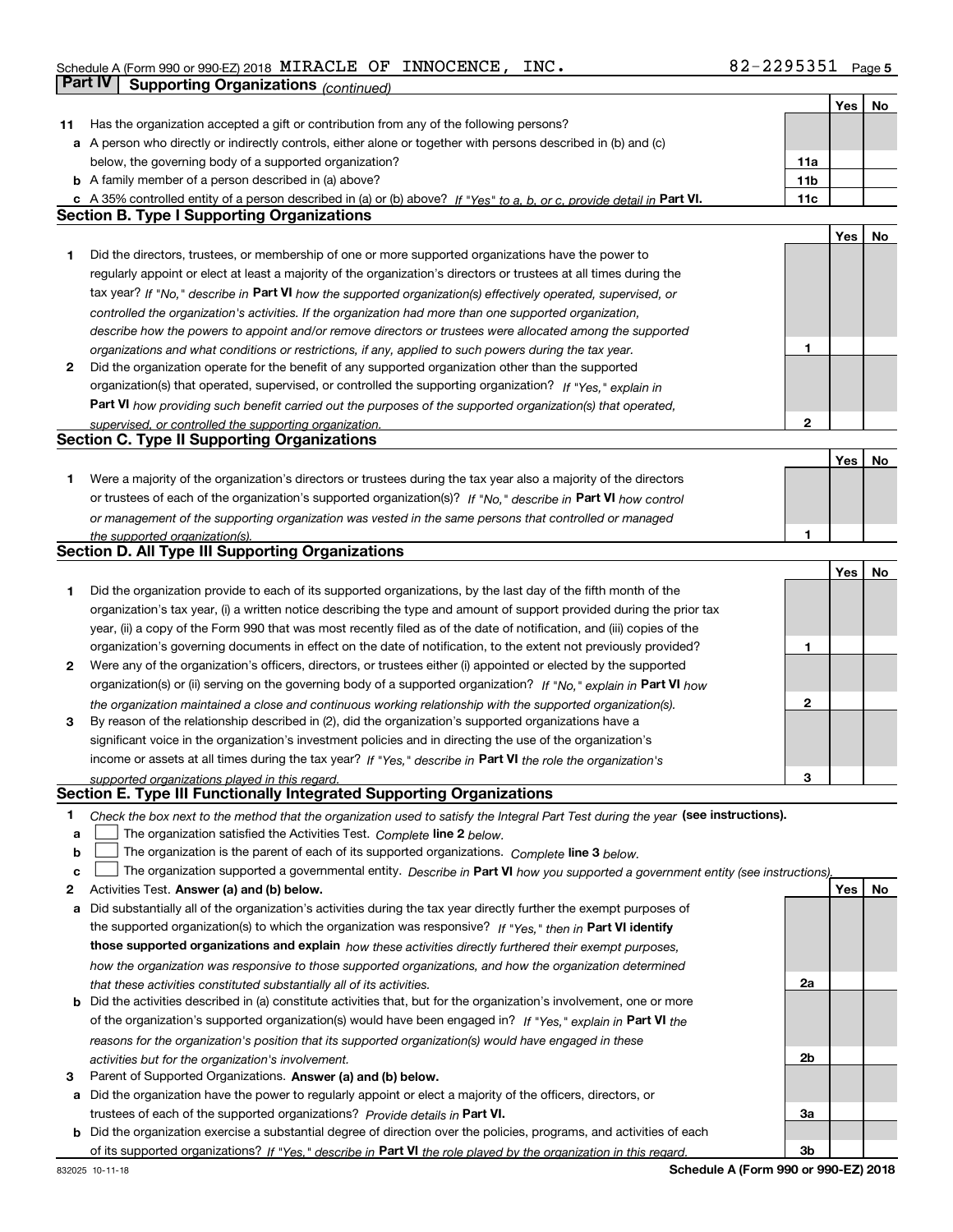Schedule A (Form 990 or 990-EZ) 2018 MIRACLE OF INNOCENCE, INC. 82-2295351 Page 5

## Part IV Supporting Organizations *(continued)*

| | | | Yes | No |
|---|---|---|---|---|
| **11** | Has the organization accepted a gift or contribution from any of the following persons? | | | |
| **a** | A person who directly or indirectly controls, either alone or together with persons described in (b) and (c) below, the governing body of a supported organization? | **11a** | | |
| **b** | A family member of a person described in (a) above? | **11b** | | |
| **c** | A 35% controlled entity of a person described in (a) or (b) above? *If "Yes" to a, b, or c, provide detail in* **Part VI.** | **11c** | | |

### Section B. Type I Supporting Organizations

| | | | Yes | No |
|---|---|---|---|---|
| **1** | Did the directors, trustees, or membership of one or more supported organizations have the power to regularly appoint or elect at least a majority of the organization's directors or trustees at all times during the tax year? *If "No," describe in* **Part VI** *how the supported organization(s) effectively operated, supervised, or controlled the organization's activities. If the organization had more than one supported organization, describe how the powers to appoint and/or remove directors or trustees were allocated among the supported organizations and what conditions or restrictions, if any, applied to such powers during the tax year.* | **1** | | |
| **2** | Did the organization operate for the benefit of any supported organization other than the supported organization(s) that operated, supervised, or controlled the supporting organization? *If "Yes," explain in* **Part VI** *how providing such benefit carried out the purposes of the supported organization(s) that operated, supervised, or controlled the supporting organization.* | **2** | | |

### Section C. Type II Supporting Organizations

| | | | Yes | No |
|---|---|---|---|---|
| **1** | Were a majority of the organization's directors or trustees during the tax year also a majority of the directors or trustees of each of the organization's supported organization(s)? *If "No," describe in* **Part VI** *how control or management of the supporting organization was vested in the same persons that controlled or managed the supported organization(s).* | **1** | | |

### Section D. All Type III Supporting Organizations

| | | | Yes | No |
|---|---|---|---|---|
| **1** | Did the organization provide to each of its supported organizations, by the last day of the fifth month of the organization's tax year, (i) a written notice describing the type and amount of support provided during the prior tax year, (ii) a copy of the Form 990 that was most recently filed as of the date of notification, and (iii) copies of the organization's governing documents in effect on the date of notification, to the extent not previously provided? | **1** | | |
| **2** | Were any of the organization's officers, directors, or trustees either (i) appointed or elected by the supported organization(s) or (ii) serving on the governing body of a supported organization? *If "No," explain in* **Part VI** *how the organization maintained a close and continuous working relationship with the supported organization(s).* | **2** | | |
| **3** | By reason of the relationship described in (2), did the organization's supported organizations have a significant voice in the organization's investment policies and in directing the use of the organization's income or assets at all times during the tax year? *If "Yes," describe in* **Part VI** *the role the organization's supported organizations played in this regard.* | **3** | | |

### Section E. Type III Functionally Integrated Supporting Organizations

**1** *Check the box next to the method that the organization used to satisfy the Integral Part Test during the year* **(see instructions).**

- **a** ☐ The organization satisfied the Activities Test. *Complete* **line 2** *below.*
- **b** ☐ The organization is the parent of each of its supported organizations. *Complete* **line 3** *below.*
- **c** ☐ The organization supported a governmental entity. *Describe in* **Part VI** *how you supported a government entity (see instructions).*

| | | | Yes | No |
|---|---|---|---|---|
| **2** | Activities Test. **Answer (a) and (b) below.** | | | |
| **a** | Did substantially all of the organization's activities during the tax year directly further the exempt purposes of the supported organization(s) to which the organization was responsive? *If "Yes," then in* **Part VI identify those supported organizations and explain** *how these activities directly furthered their exempt purposes, how the organization was responsive to those supported organizations, and how the organization determined that these activities constituted substantially all of its activities.* | **2a** | | |
| **b** | Did the activities described in (a) constitute activities that, but for the organization's involvement, one or more of the organization's supported organization(s) would have been engaged in? *If "Yes," explain in* **Part VI** *the reasons for the organization's position that its supported organization(s) would have engaged in these activities but for the organization's involvement.* | **2b** | | |
| **3** | Parent of Supported Organizations. **Answer (a) and (b) below.** | | | |
| **a** | Did the organization have the power to regularly appoint or elect a majority of the officers, directors, or trustees of each of the supported organizations? *Provide details in* **Part VI.** | **3a** | | |
| **b** | Did the organization exercise a substantial degree of direction over the policies, programs, and activities of each of its supported organizations? *If "Yes," describe in* **Part VI** *the role played by the organization in this regard.* | **3b** | | |

832025 10-11-18 **Schedule A (Form 990 or 990-EZ) 2018**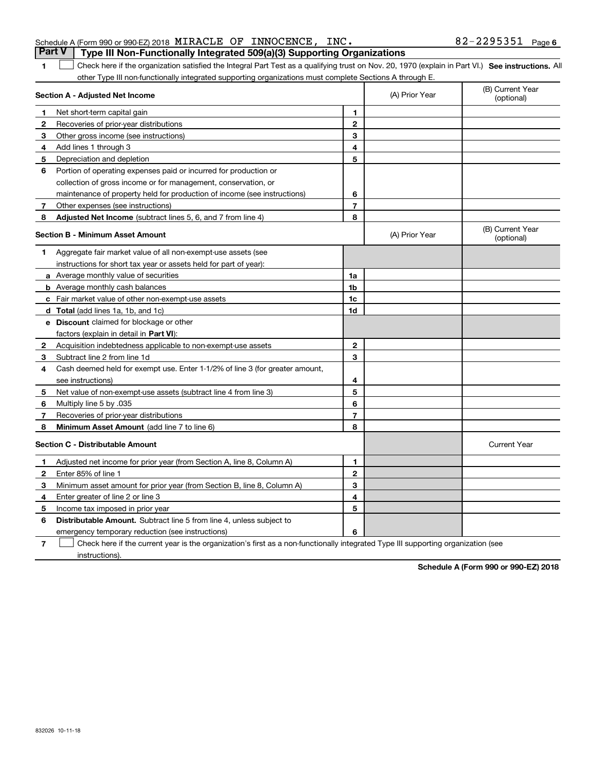Schedule A (Form 990 or 990-EZ) 2018 MIRACLE OF INNOCENCE, INC. 82-2295351 Page 6

**Part V | Type III Non-Functionally Integrated 509(a)(3) Supporting Organizations**

1 ☐ Check here if the organization satisfied the Integral Part Test as a qualifying trust on Nov. 20, 1970 (explain in Part VI.) **See instructions.** All other Type III non-functionally integrated supporting organizations must complete Sections A through E.

| **Section A - Adjusted Net Income** | | | (A) Prior Year | (B) Current Year (optional) |
|---|---|---|---|---|
| 1 | Net short-term capital gain | 1 | | |
| 2 | Recoveries of prior-year distributions | 2 | | |
| 3 | Other gross income (see instructions) | 3 | | |
| 4 | Add lines 1 through 3 | 4 | | |
| 5 | Depreciation and depletion | 5 | | |
| 6 | Portion of operating expenses paid or incurred for production or collection of gross income or for management, conservation, or maintenance of property held for production of income (see instructions) | 6 | | |
| 7 | Other expenses (see instructions) | 7 | | |
| 8 | **Adjusted Net Income** (subtract lines 5, 6, and 7 from line 4) | 8 | | |

| **Section B - Minimum Asset Amount** | | | (A) Prior Year | (B) Current Year (optional) |
|---|---|---|---|---|
| 1 | Aggregate fair market value of all non-exempt-use assets (see instructions for short tax year or assets held for part of year): | | | |
| a | Average monthly value of securities | 1a | | |
| b | Average monthly cash balances | 1b | | |
| c | Fair market value of other non-exempt-use assets | 1c | | |
| d | **Total** (add lines 1a, 1b, and 1c) | 1d | | |
| e | **Discount** claimed for blockage or other factors (explain in detail in **Part VI**): | | | |
| 2 | Acquisition indebtedness applicable to non-exempt-use assets | 2 | | |
| 3 | Subtract line 2 from line 1d | 3 | | |
| 4 | Cash deemed held for exempt use. Enter 1-1/2% of line 3 (for greater amount, see instructions) | 4 | | |
| 5 | Net value of non-exempt-use assets (subtract line 4 from line 3) | 5 | | |
| 6 | Multiply line 5 by .035 | 6 | | |
| 7 | Recoveries of prior-year distributions | 7 | | |
| 8 | **Minimum Asset Amount** (add line 7 to line 6) | 8 | | |

| **Section C - Distributable Amount** | | | | Current Year |
|---|---|---|---|---|
| 1 | Adjusted net income for prior year (from Section A, line 8, Column A) | 1 | | |
| 2 | Enter 85% of line 1 | 2 | | |
| 3 | Minimum asset amount for prior year (from Section B, line 8, Column A) | 3 | | |
| 4 | Enter greater of line 2 or line 3 | 4 | | |
| 5 | Income tax imposed in prior year | 5 | | |
| 6 | **Distributable Amount.** Subtract line 5 from line 4, unless subject to emergency temporary reduction (see instructions) | 6 | | |

7 ☐ Check here if the current year is the organization's first as a non-functionally integrated Type III supporting organization (see instructions).

**Schedule A (Form 990 or 990-EZ) 2018**

832026 10-11-18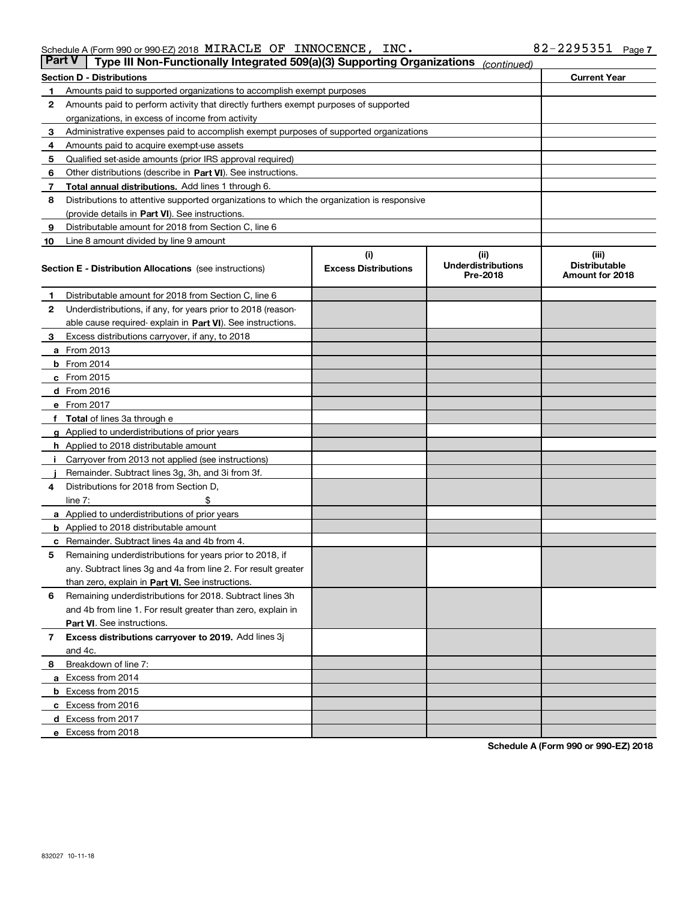Schedule A (Form 990 or 990-EZ) 2018 MIRACLE OF INNOCENCE, INC. 82-2295351 Page 7

## Part V — Type III Non-Functionally Integrated 509(a)(3) Supporting Organizations *(continued)*

| Section D - Distributions | | Current Year |
|---|---|---|
| 1 | Amounts paid to supported organizations to accomplish exempt purposes | |
| 2 | Amounts paid to perform activity that directly furthers exempt purposes of supported organizations, in excess of income from activity | |
| 3 | Administrative expenses paid to accomplish exempt purposes of supported organizations | |
| 4 | Amounts paid to acquire exempt-use assets | |
| 5 | Qualified set-aside amounts (prior IRS approval required) | |
| 6 | Other distributions (describe in **Part VI**). See instructions. | |
| 7 | **Total annual distributions.** Add lines 1 through 6. | |
| 8 | Distributions to attentive supported organizations to which the organization is responsive (provide details in **Part VI**). See instructions. | |
| 9 | Distributable amount for 2018 from Section C, line 6 | |
| 10 | Line 8 amount divided by line 9 amount | |

| Section E - Distribution Allocations (see instructions) | (i) Excess Distributions | (ii) Underdistributions Pre-2018 | (iii) Distributable Amount for 2018 |
|---|---|---|---|
| 1 Distributable amount for 2018 from Section C, line 6 | | | |
| 2 Underdistributions, if any, for years prior to 2018 (reasonable cause required- explain in **Part VI**). See instructions. | | | |
| 3 Excess distributions carryover, if any, to 2018 | | | |
| a From 2013 | | | |
| b From 2014 | | | |
| c From 2015 | | | |
| d From 2016 | | | |
| e From 2017 | | | |
| f **Total** of lines 3a through e | | | |
| g Applied to underdistributions of prior years | | | |
| h Applied to 2018 distributable amount | | | |
| i Carryover from 2013 not applied (see instructions) | | | |
| j Remainder. Subtract lines 3g, 3h, and 3i from 3f. | | | |
| 4 Distributions for 2018 from Section D, line 7: $ | | | |
| a Applied to underdistributions of prior years | | | |
| b Applied to 2018 distributable amount | | | |
| c Remainder. Subtract lines 4a and 4b from 4. | | | |
| 5 Remaining underdistributions for years prior to 2018, if any. Subtract lines 3g and 4a from line 2. For result greater than zero, explain in **Part VI**. See instructions. | | | |
| 6 Remaining underdistributions for 2018. Subtract lines 3h and 4b from line 1. For result greater than zero, explain in **Part VI**. See instructions. | | | |
| 7 **Excess distributions carryover to 2019.** Add lines 3j and 4c. | | | |
| 8 Breakdown of line 7: | | | |
| a Excess from 2014 | | | |
| b Excess from 2015 | | | |
| c Excess from 2016 | | | |
| d Excess from 2017 | | | |
| e Excess from 2018 | | | |

**Schedule A (Form 990 or 990-EZ) 2018**

832027 10-11-18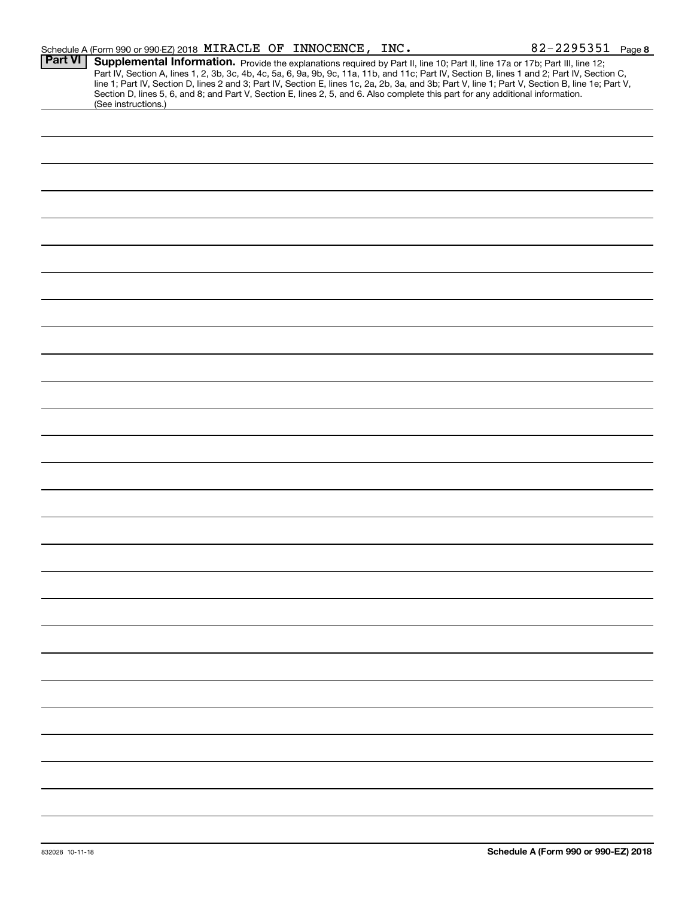Schedule A (Form 990 or 990-EZ) 2018 MIRACLE OF INNOCENCE, INC. 82-2295351 Page 8

**Part VI** **Supplemental Information.** Provide the explanations required by Part II, line 10; Part II, line 17a or 17b; Part III, line 12; Part IV, Section A, lines 1, 2, 3b, 3c, 4b, 4c, 5a, 6, 9a, 9b, 9c, 11a, 11b, and 11c; Part IV, Section B, lines 1 and 2; Part IV, Section C, line 1; Part IV, Section D, lines 2 and 3; Part IV, Section E, lines 1c, 2a, 2b, 3a, and 3b; Part V, line 1; Part V, Section B, line 1e; Part V, Section D, lines 5, 6, and 8; and Part V, Section E, lines 2, 5, and 6. Also complete this part for any additional information. (See instructions.)

832028 10-11-18

Schedule A (Form 990 or 990-EZ) 2018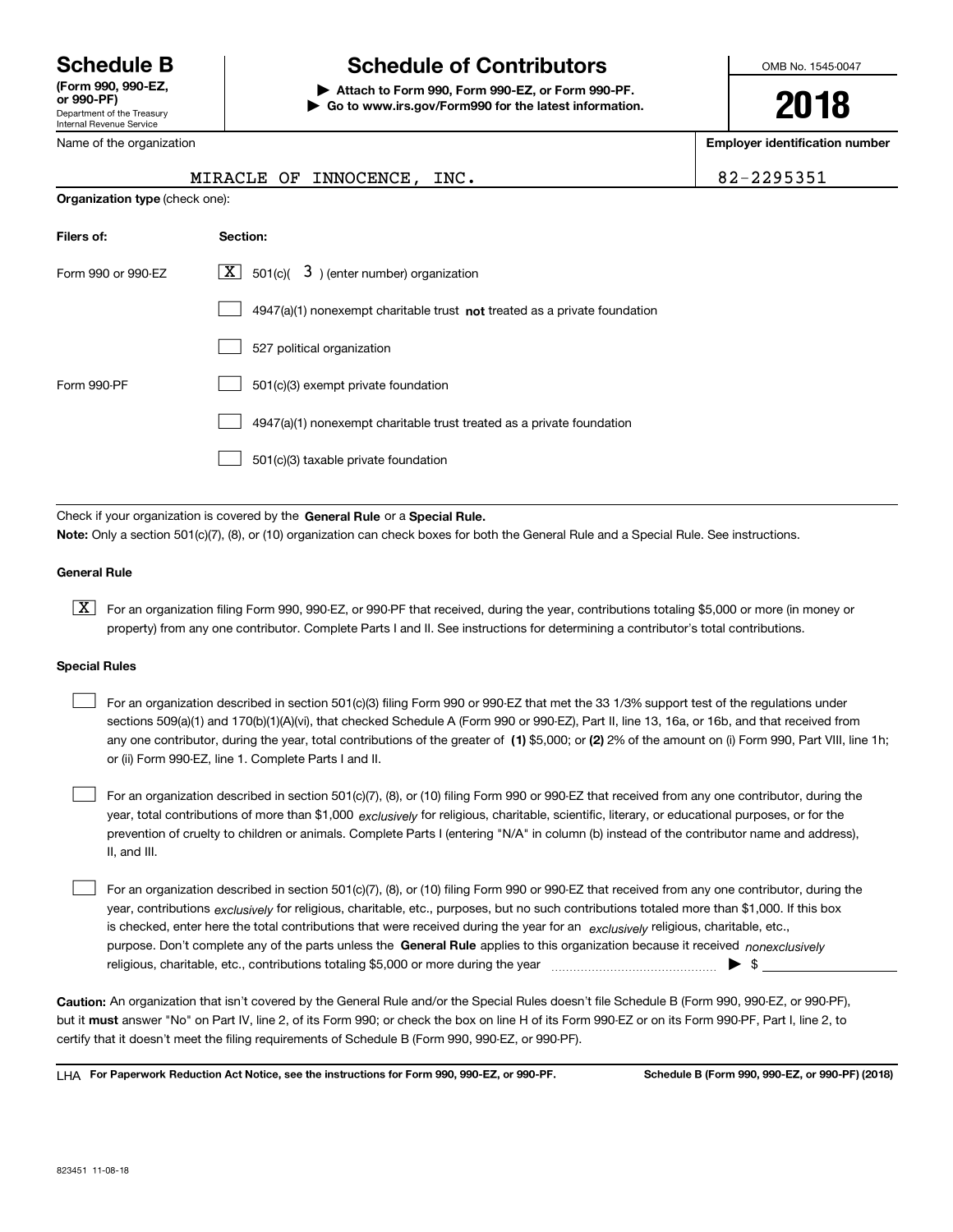# Schedule B

**(Form 990, 990-EZ, or 990-PF)**
Department of the Treasury
Internal Revenue Service

# Schedule of Contributors

**▶ Attach to Form 990, Form 990-EZ, or Form 990-PF.**
**▶ Go to www.irs.gov/Form990 for the latest information.**

OMB No. 1545-0047

**2018**

Name of the organization: MIRACLE OF INNOCENCE, INC.

**Employer identification number**: 82-2295351

**Organization type** (check one):

| **Filers of:** | **Section:** |
|---|---|
| Form 990 or 990-EZ | [X] 501(c)( 3 ) (enter number) organization |
| | [ ] 4947(a)(1) nonexempt charitable trust **not** treated as a private foundation |
| | [ ] 527 political organization |
| Form 990-PF | [ ] 501(c)(3) exempt private foundation |
| | [ ] 4947(a)(1) nonexempt charitable trust treated as a private foundation |
| | [ ] 501(c)(3) taxable private foundation |

Check if your organization is covered by the **General Rule** or a **Special Rule.**

**Note:** Only a section 501(c)(7), (8), or (10) organization can check boxes for both the General Rule and a Special Rule. See instructions.

**General Rule**

[X] For an organization filing Form 990, 990-EZ, or 990-PF that received, during the year, contributions totaling $5,000 or more (in money or property) from any one contributor. Complete Parts I and II. See instructions for determining a contributor's total contributions.

**Special Rules**

[ ] For an organization described in section 501(c)(3) filing Form 990 or 990-EZ that met the 33 1/3% support test of the regulations under sections 509(a)(1) and 170(b)(1)(A)(vi), that checked Schedule A (Form 990 or 990-EZ), Part II, line 13, 16a, or 16b, and that received from any one contributor, during the year, total contributions of the greater of **(1)** $5,000; or **(2)** 2% of the amount on (i) Form 990, Part VIII, line 1h; or (ii) Form 990-EZ, line 1. Complete Parts I and II.

[ ] For an organization described in section 501(c)(7), (8), or (10) filing Form 990 or 990-EZ that received from any one contributor, during the year, total contributions of more than $1,000 *exclusively* for religious, charitable, scientific, literary, or educational purposes, or for the prevention of cruelty to children or animals. Complete Parts I (entering "N/A" in column (b) instead of the contributor name and address), II, and III.

[ ] For an organization described in section 501(c)(7), (8), or (10) filing Form 990 or 990-EZ that received from any one contributor, during the year, contributions *exclusively* for religious, charitable, etc., purposes, but no such contributions totaled more than $1,000. If this box is checked, enter here the total contributions that were received during the year for an *exclusively* religious, charitable, etc., purpose. Don't complete any of the parts unless the **General Rule** applies to this organization because it received *nonexclusively* religious, charitable, etc., contributions totaling $5,000 or more during the year ▶ $ ____________

**Caution:** An organization that isn't covered by the General Rule and/or the Special Rules doesn't file Schedule B (Form 990, 990-EZ, or 990-PF), but it **must** answer "No" on Part IV, line 2, of its Form 990; or check the box on line H of its Form 990-EZ or on its Form 990-PF, Part I, line 2, to certify that it doesn't meet the filing requirements of Schedule B (Form 990, 990-EZ, or 990-PF).

LHA **For Paperwork Reduction Act Notice, see the instructions for Form 990, 990-EZ, or 990-PF.** **Schedule B (Form 990, 990-EZ, or 990-PF) (2018)**

823451 11-08-18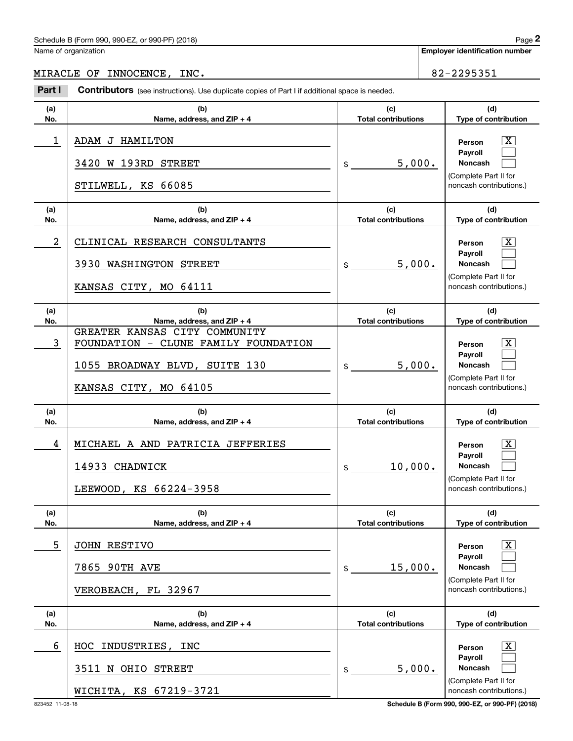Name of organization | Employer identification number

MIRACLE OF INNOCENCE, INC. | 82-2295351

**Part I** **Contributors** (see instructions). Use duplicate copies of Part I if additional space is needed.

| (a) No. | (b) Name, address, and ZIP + 4 | (c) Total contributions | (d) Type of contribution |
|---|---|---|---|
| 1 | ADAM J HAMILTON<br>3420 W 193RD STREET<br>STILWELL, KS 66085 | $ 5,000. | Person [X]<br>Payroll [ ]<br>Noncash [ ]<br>(Complete Part II for noncash contributions.) |
| 2 | CLINICAL RESEARCH CONSULTANTS<br>3930 WASHINGTON STREET<br>KANSAS CITY, MO 64111 | $ 5,000. | Person [X]<br>Payroll [ ]<br>Noncash [ ]<br>(Complete Part II for noncash contributions.) |
| 3 | GREATER KANSAS CITY COMMUNITY FOUNDATION - CLUNE FAMILY FOUNDATION<br>1055 BROADWAY BLVD, SUITE 130<br>KANSAS CITY, MO 64105 | $ 5,000. | Person [X]<br>Payroll [ ]<br>Noncash [ ]<br>(Complete Part II for noncash contributions.) |
| 4 | MICHAEL A AND PATRICIA JEFFERIES<br>14933 CHADWICK<br>LEEWOOD, KS 66224-3958 | $ 10,000. | Person [X]<br>Payroll [ ]<br>Noncash [ ]<br>(Complete Part II for noncash contributions.) |
| 5 | JOHN RESTIVO<br>7865 90TH AVE<br>VEROBEACH, FL 32967 | $ 15,000. | Person [X]<br>Payroll [ ]<br>Noncash [ ]<br>(Complete Part II for noncash contributions.) |
| 6 | HOC INDUSTRIES, INC<br>3511 N OHIO STREET<br>WICHITA, KS 67219-3721 | $ 5,000. | Person [X]<br>Payroll [ ]<br>Noncash [ ]<br>(Complete Part II for noncash contributions.) |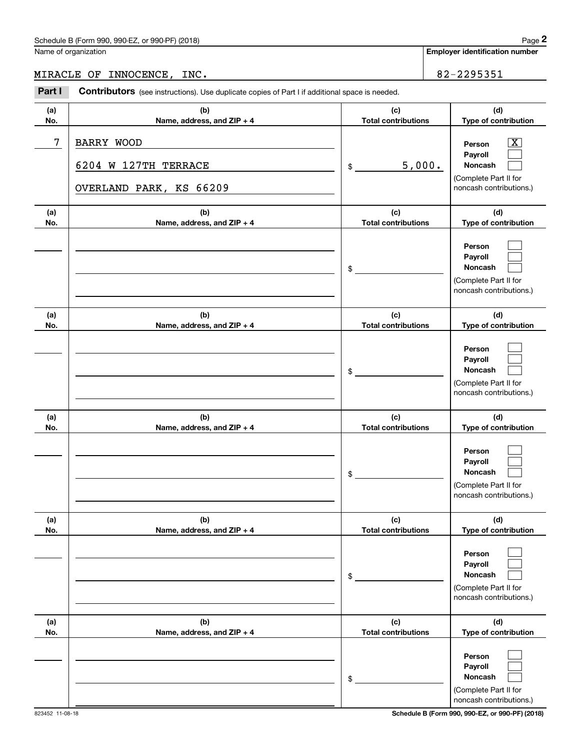Name of organization

MIRACLE OF INNOCENCE, INC.

**Employer identification number**

82-2295351

**Part I** **Contributors** (see instructions). Use duplicate copies of Part I if additional space is needed.

| (a) No. | (b) Name, address, and ZIP + 4 | (c) Total contributions | (d) Type of contribution |
|---|---|---|---|
| 7 | BARRY WOOD<br>6204 W 127TH TERRACE<br>OVERLAND PARK, KS 66209 | $ 5,000. | Person [X]<br>Payroll [ ]<br>Noncash [ ]<br>(Complete Part II for noncash contributions.) |
| | | $ | Person [ ]<br>Payroll [ ]<br>Noncash [ ]<br>(Complete Part II for noncash contributions.) |
| | | $ | Person [ ]<br>Payroll [ ]<br>Noncash [ ]<br>(Complete Part II for noncash contributions.) |
| | | $ | Person [ ]<br>Payroll [ ]<br>Noncash [ ]<br>(Complete Part II for noncash contributions.) |
| | | $ | Person [ ]<br>Payroll [ ]<br>Noncash [ ]<br>(Complete Part II for noncash contributions.) |
| | | $ | Person [ ]<br>Payroll [ ]<br>Noncash [ ]<br>(Complete Part II for noncash contributions.) |

823452 11-08-18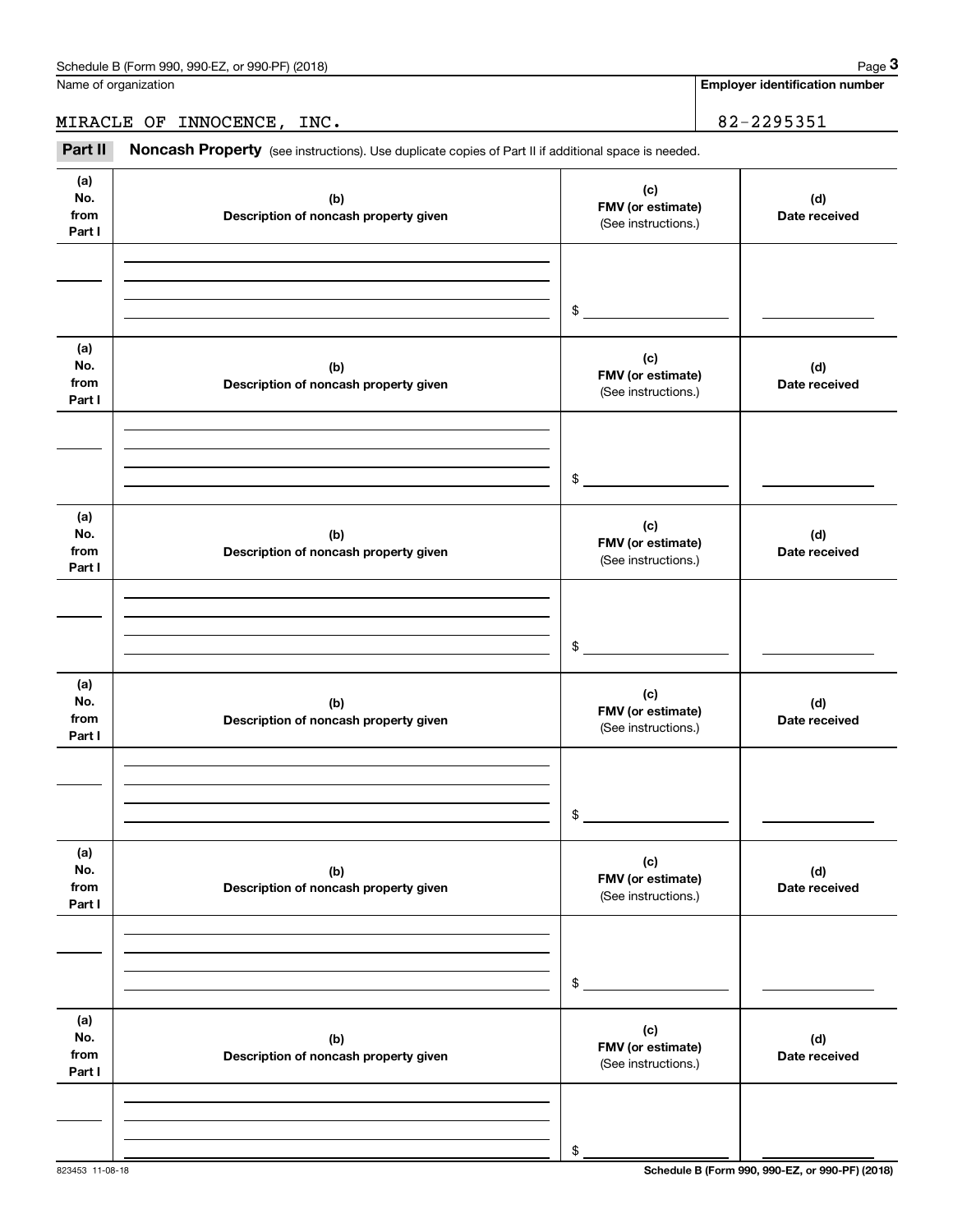Name of organization

**Employer identification number**

MIRACLE OF INNOCENCE, INC.

82-2295351

**Part II** **Noncash Property** (see instructions). Use duplicate copies of Part II if additional space is needed.

| (a) No. from Part I | (b) Description of noncash property given | (c) FMV (or estimate) (See instructions.) | (d) Date received |
|---|---|---|---|
| | | $ | |

| (a) No. from Part I | (b) Description of noncash property given | (c) FMV (or estimate) (See instructions.) | (d) Date received |
|---|---|---|---|
| | | $ | |

| (a) No. from Part I | (b) Description of noncash property given | (c) FMV (or estimate) (See instructions.) | (d) Date received |
|---|---|---|---|
| | | $ | |

| (a) No. from Part I | (b) Description of noncash property given | (c) FMV (or estimate) (See instructions.) | (d) Date received |
|---|---|---|---|
| | | $ | |

| (a) No. from Part I | (b) Description of noncash property given | (c) FMV (or estimate) (See instructions.) | (d) Date received |
|---|---|---|---|
| | | $ | |

| (a) No. from Part I | (b) Description of noncash property given | (c) FMV (or estimate) (See instructions.) | (d) Date received |
|---|---|---|---|
| | | $ | |

823453 11-08-18

**Schedule B (Form 990, 990-EZ, or 990-PF) (2018)**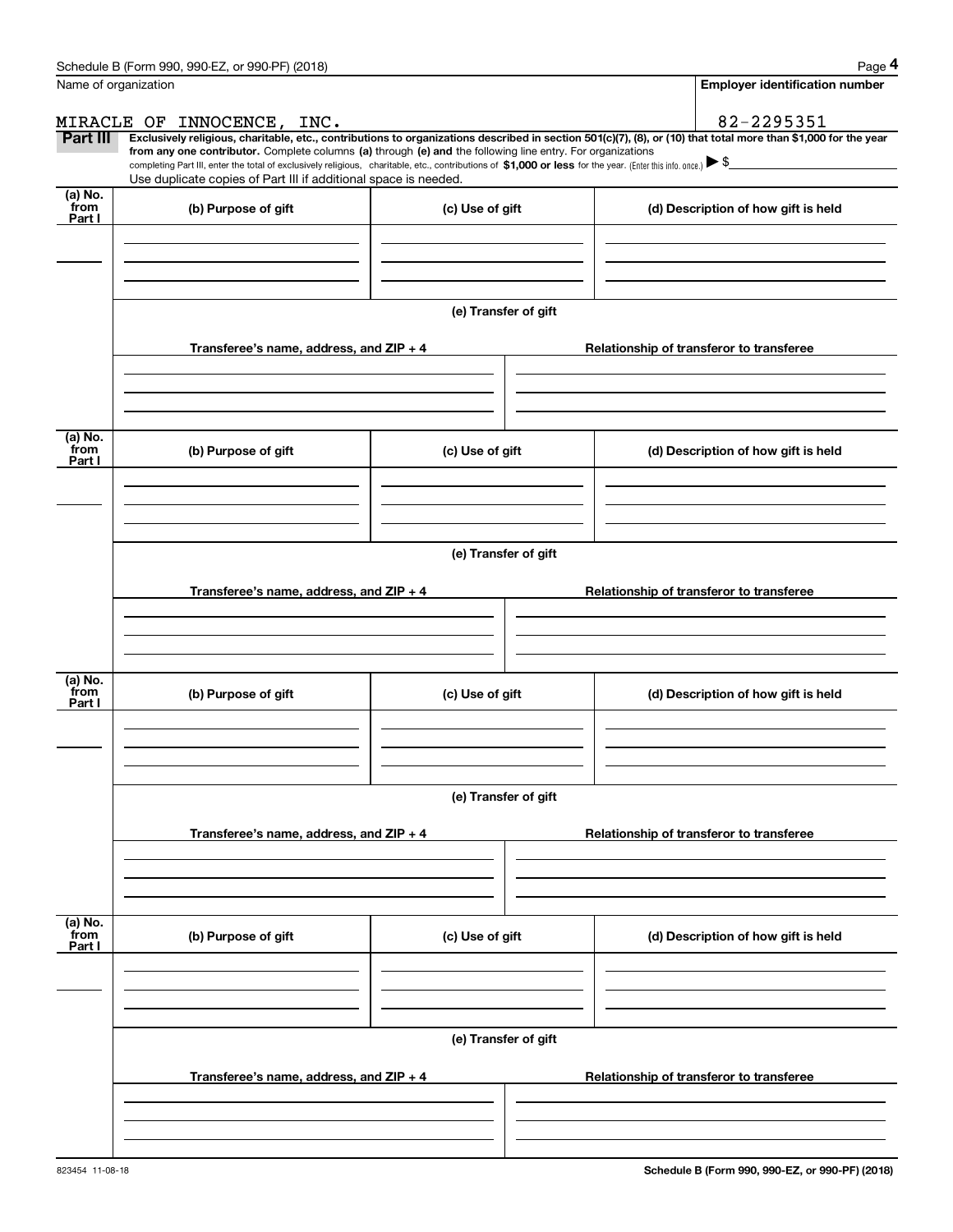Name of organization

MIRACLE OF INNOCENCE, INC.

Employer identification number

82-2295351

**Part III** **Exclusively religious, charitable, etc., contributions to organizations described in section 501(c)(7), (8), or (10) that total more than $1,000 for the year from any one contributor.** Complete columns **(a)** through **(e) and** the following line entry. For organizations completing Part III, enter the total of exclusively religious, charitable, etc., contributions of **$1,000 or less** for the year. (Enter this info. once.) ▶ $

Use duplicate copies of Part III if additional space is needed.

| (a) No. from Part I | (b) Purpose of gift | (c) Use of gift | (d) Description of how gift is held |
|---|---|---|---|
| | | | |

(e) Transfer of gift

| Transferee's name, address, and ZIP + 4 | Relationship of transferor to transferee |
|---|---|
| | |

| (a) No. from Part I | (b) Purpose of gift | (c) Use of gift | (d) Description of how gift is held |
|---|---|---|---|
| | | | |

(e) Transfer of gift

| Transferee's name, address, and ZIP + 4 | Relationship of transferor to transferee |
|---|---|
| | |

| (a) No. from Part I | (b) Purpose of gift | (c) Use of gift | (d) Description of how gift is held |
|---|---|---|---|
| | | | |

(e) Transfer of gift

| Transferee's name, address, and ZIP + 4 | Relationship of transferor to transferee |
|---|---|
| | |

| (a) No. from Part I | (b) Purpose of gift | (c) Use of gift | (d) Description of how gift is held |
|---|---|---|---|
| | | | |

(e) Transfer of gift

| Transferee's name, address, and ZIP + 4 | Relationship of transferor to transferee |
|---|---|
| | |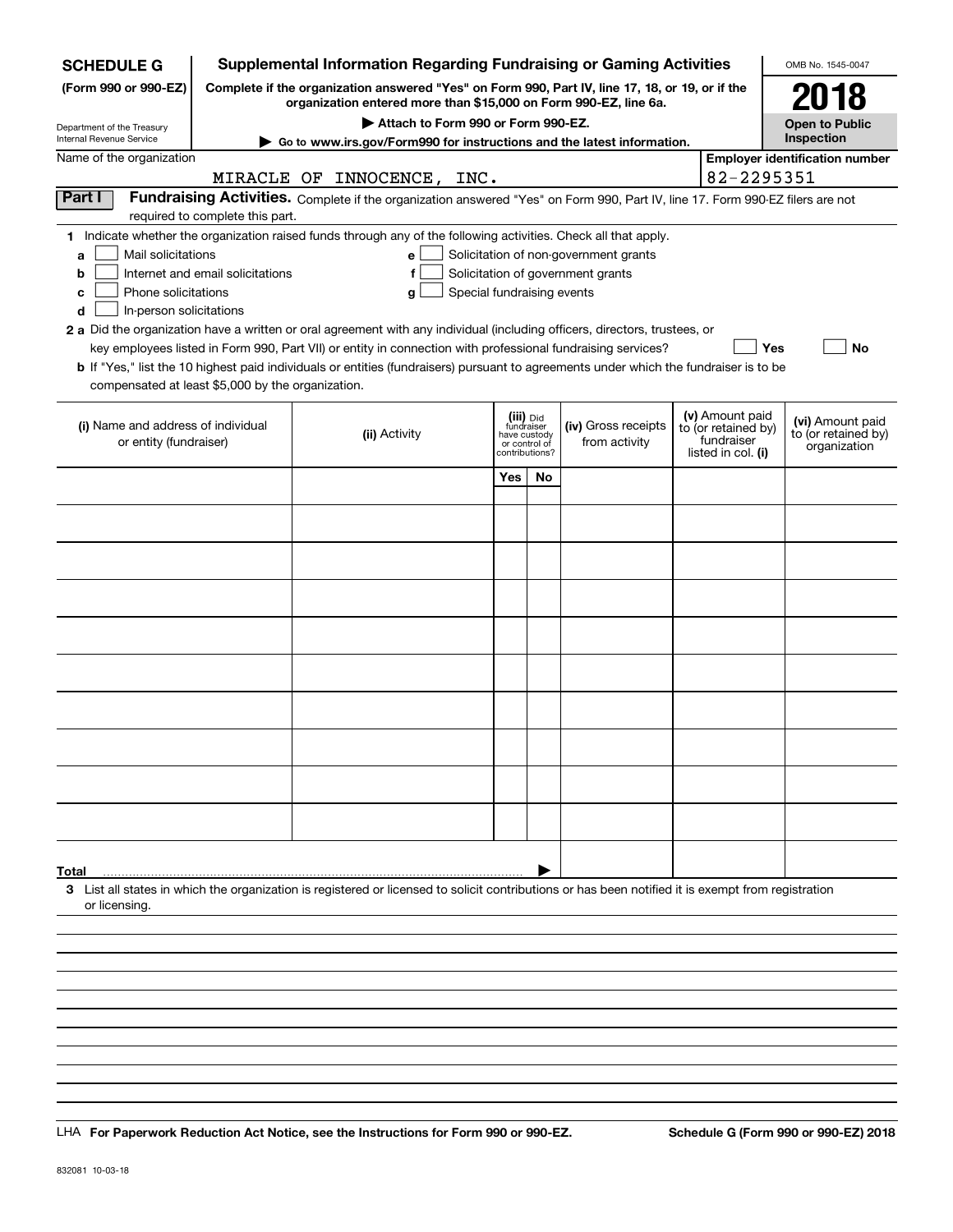**SCHEDULE G (Form 990 or 990-EZ)**

Department of the Treasury
Internal Revenue Service

# Supplemental Information Regarding Fundraising or Gaming Activities

**Complete if the organization answered "Yes" on Form 990, Part IV, line 17, 18, or 19, or if the organization entered more than $15,000 on Form 990-EZ, line 6a.**

**▶ Attach to Form 990 or Form 990-EZ.**

**▶ Go to www.irs.gov/Form990 for instructions and the latest information.**

OMB No. 1545-0047

**2018**

**Open to Public Inspection**

Name of the organization: MIRACLE OF INNOCENCE, INC.

Employer identification number: 82-2295351

**Part I** **Fundraising Activities.** Complete if the organization answered "Yes" on Form 990, Part IV, line 17. Form 990-EZ filers are not required to complete this part.

1 Indicate whether the organization raised funds through any of the following activities. Check all that apply.

- a ☐ Mail solicitations
- b ☐ Internet and email solicitations
- c ☐ Phone solicitations
- d ☐ In-person solicitations
- e ☐ Solicitation of non-government grants
- f ☐ Solicitation of government grants
- g ☐ Special fundraising events

2 a Did the organization have a written or oral agreement with any individual (including officers, directors, trustees, or key employees listed in Form 990, Part VII) or entity in connection with professional fundraising services? ☐ Yes ☐ No

b If "Yes," list the 10 highest paid individuals or entities (fundraisers) pursuant to agreements under which the fundraiser is to be compensated at least $5,000 by the organization.

| (i) Name and address of individual or entity (fundraiser) | (ii) Activity | (iii) Did fundraiser have custody or control of contributions? | | (iv) Gross receipts from activity | (v) Amount paid to (or retained by) fundraiser listed in col. (i) | (vi) Amount paid to (or retained by) organization |
|---|---|---|---|---|---|---|
| | | Yes | No | | | |
| | | | | | | |
| | | | | | | |
| | | | | | | |
| | | | | | | |
| | | | | | | |
| | | | | | | |
| | | | | | | |
| | | | | | | |
| | | | | | | |
| | | | | | | |
| **Total** ▶ | | | | | | |

3 List all states in which the organization is registered or licensed to solicit contributions or has been notified it is exempt from registration or licensing.

LHA **For Paperwork Reduction Act Notice, see the Instructions for Form 990 or 990-EZ.** **Schedule G (Form 990 or 990-EZ) 2018**

832081 10-03-18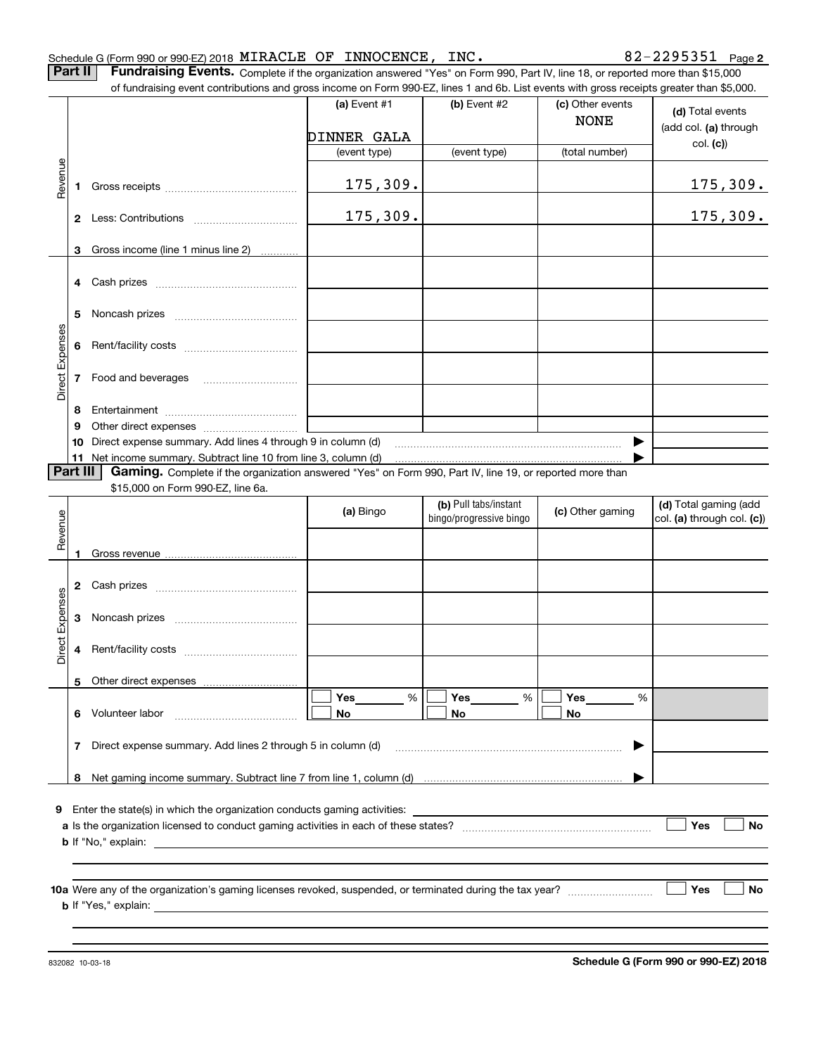Schedule G (Form 990 or 990-EZ) 2018 MIRACLE OF INNOCENCE, INC. 82-2295351 Page 2

**Part II** **Fundraising Events.** Complete if the organization answered "Yes" on Form 990, Part IV, line 18, or reported more than $15,000 of fundraising event contributions and gross income on Form 990-EZ, lines 1 and 6b. List events with gross receipts greater than $5,000.

| | | (a) Event #1 | (b) Event #2 | (c) Other events | (d) Total events (add col. (a) through col. (c)) |
|---|---|---|---|---|---|
| | | DINNER GALA | | NONE | |
| | | (event type) | (event type) | (total number) | |
| Revenue | 1 Gross receipts | 175,309. | | | 175,309. |
| | 2 Less: Contributions | 175,309. | | | 175,309. |
| | 3 Gross income (line 1 minus line 2) | | | | |
| Direct Expenses | 4 Cash prizes | | | | |
| | 5 Noncash prizes | | | | |
| | 6 Rent/facility costs | | | | |
| | 7 Food and beverages | | | | |
| | 8 Entertainment | | | | |
| | 9 Other direct expenses | | | | |
| | 10 Direct expense summary. Add lines 4 through 9 in column (d) | | | ▶ | |
| | 11 Net income summary. Subtract line 10 from line 3, column (d) | | | ▶ | |

**Part III** **Gaming.** Complete if the organization answered "Yes" on Form 990, Part IV, line 19, or reported more than $15,000 on Form 990-EZ, line 6a.

| | | (a) Bingo | (b) Pull tabs/instant bingo/progressive bingo | (c) Other gaming | (d) Total gaming (add col. (a) through col. (c)) |
|---|---|---|---|---|---|
| Revenue | 1 Gross revenue | | | | |
| Direct Expenses | 2 Cash prizes | | | | |
| | 3 Noncash prizes | | | | |
| | 4 Rent/facility costs | | | | |
| | 5 Other direct expenses | | | | |
| | 6 Volunteer labor | ☐ Yes ___ % ☐ No | ☐ Yes ___ % ☐ No | ☐ Yes ___ % ☐ No | |
| | 7 Direct expense summary. Add lines 2 through 5 in column (d) | | | ▶ | |
| | 8 Net gaming income summary. Subtract line 7 from line 1, column (d) | | | ▶ | |

9 Enter the state(s) in which the organization conducts gaming activities: ______

a Is the organization licensed to conduct gaming activities in each of these states? ☐ Yes ☐ No

b If "No," explain: ______

10a Were any of the organization's gaming licenses revoked, suspended, or terminated during the tax year? ☐ Yes ☐ No

b If "Yes," explain: ______

832082 10-03-18

**Schedule G (Form 990 or 990-EZ) 2018**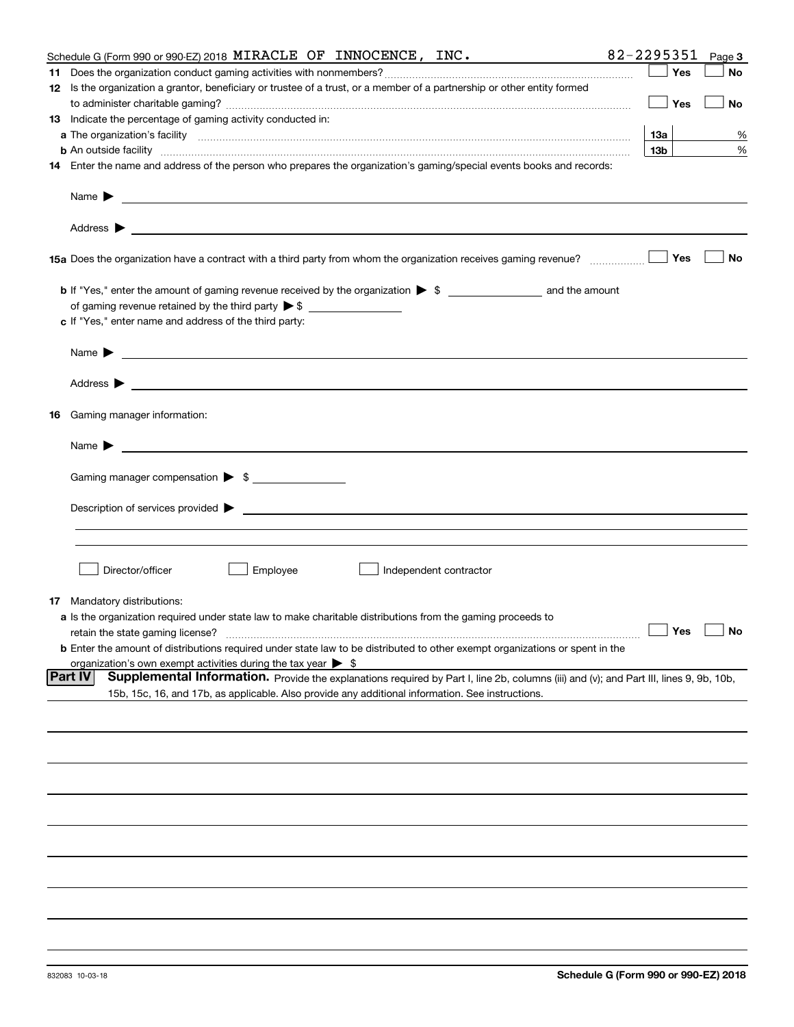Schedule G (Form 990 or 990-EZ) 2018 MIRACLE OF INNOCENCE, INC. 82-2295351 Page 3

**11** Does the organization conduct gaming activities with nonmembers? ☐ Yes ☐ No

**12** Is the organization a grantor, beneficiary or trustee of a trust, or a member of a partnership or other entity formed to administer charitable gaming? ☐ Yes ☐ No

**13** Indicate the percentage of gaming activity conducted in:

**a** The organization's facility **13a** %

**b** An outside facility **13b** %

**14** Enter the name and address of the person who prepares the organization's gaming/special events books and records:

Name ▶

Address ▶

**15a** Does the organization have a contract with a third party from whom the organization receives gaming revenue? ☐ Yes ☐ No

**b** If "Yes," enter the amount of gaming revenue received by the organization ▶ $ ______ and the amount of gaming revenue retained by the third party ▶ $ ______

**c** If "Yes," enter name and address of the third party:

Name ▶

Address ▶

**16** Gaming manager information:

Name ▶

Gaming manager compensation ▶ $

Description of services provided ▶

☐ Director/officer ☐ Employee ☐ Independent contractor

**17** Mandatory distributions:

**a** Is the organization required under state law to make charitable distributions from the gaming proceeds to retain the state gaming license? ☐ Yes ☐ No

**b** Enter the amount of distributions required under state law to be distributed to other exempt organizations or spent in the organization's own exempt activities during the tax year ▶ $

**Part IV** **Supplemental Information.** Provide the explanations required by Part I, line 2b, columns (iii) and (v); and Part III, lines 9, 9b, 10b, 15b, 15c, 16, and 17b, as applicable. Also provide any additional information. See instructions.

832083 10-03-18

**Schedule G (Form 990 or 990-EZ) 2018**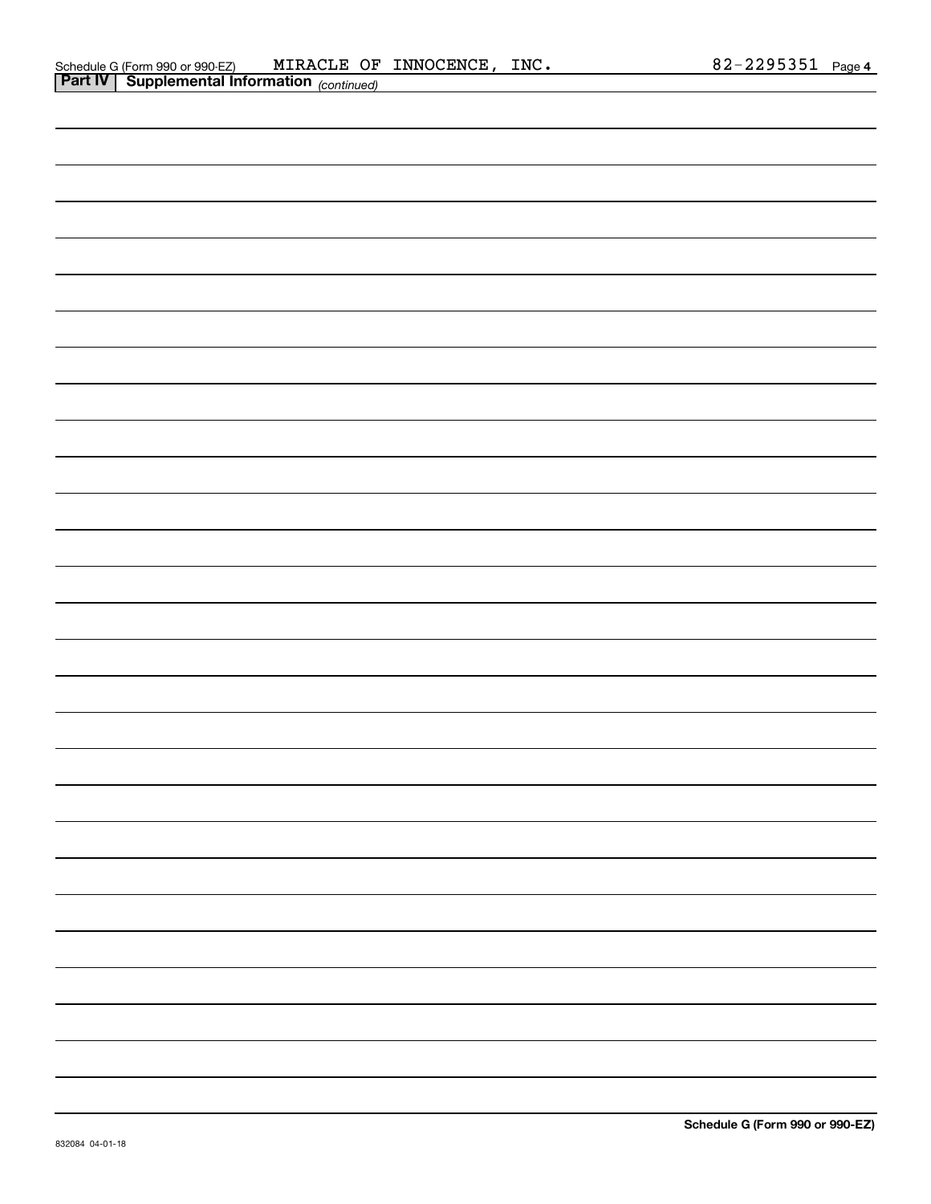Schedule G (Form 990 or 990-EZ) MIRACLE OF INNOCENCE, INC. 82-2295351 Page 4

**Part IV | Supplemental Information** *(continued)*

**Schedule G (Form 990 or 990-EZ)**

832084 04-01-18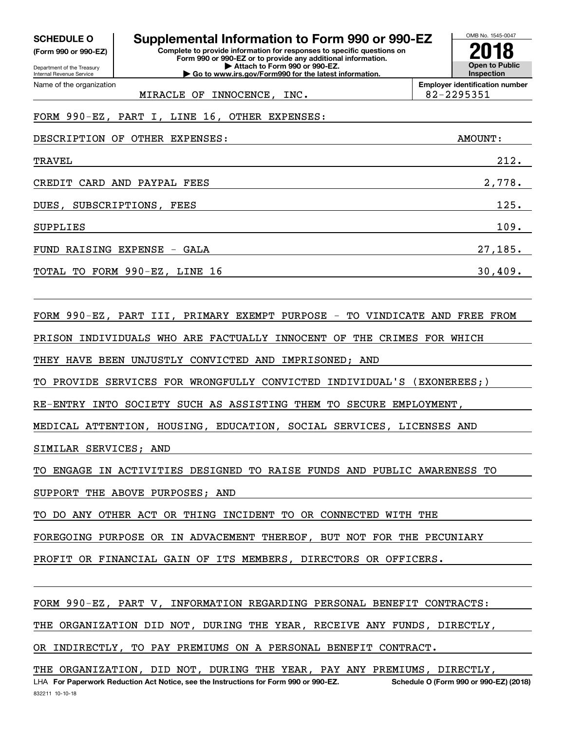**SCHEDULE O**
**(Form 990 or 990-EZ)**

Department of the Treasury
Internal Revenue Service

# Supplemental Information to Form 990 or 990-EZ

**Complete to provide information for responses to specific questions on Form 990 or 990-EZ or to provide any additional information.**
**▶ Attach to Form 990 or 990-EZ.**
**▶ Go to www.irs.gov/Form990 for the latest information.**

OMB No. 1545-0047

**2018**

**Open to Public Inspection**

Name of the organization: MIRACLE OF INNOCENCE, INC.

**Employer identification number:** 82-2295351

FORM 990-EZ, PART I, LINE 16, OTHER EXPENSES:

| DESCRIPTION OF OTHER EXPENSES: | AMOUNT: |
|---|---|
| TRAVEL | 212. |
| CREDIT CARD AND PAYPAL FEES | 2,778. |
| DUES, SUBSCRIPTIONS, FEES | 125. |
| SUPPLIES | 109. |
| FUND RAISING EXPENSE - GALA | 27,185. |
| TOTAL TO FORM 990-EZ, LINE 16 | 30,409. |

FORM 990-EZ, PART III, PRIMARY EXEMPT PURPOSE - TO VINDICATE AND FREE FROM PRISON INDIVIDUALS WHO ARE FACTUALLY INNOCENT OF THE CRIMES FOR WHICH THEY HAVE BEEN UNJUSTLY CONVICTED AND IMPRISONED; AND

TO PROVIDE SERVICES FOR WRONGFULLY CONVICTED INDIVIDUAL'S (EXONEREES;) RE-ENTRY INTO SOCIETY SUCH AS ASSISTING THEM TO SECURE EMPLOYMENT, MEDICAL ATTENTION, HOUSING, EDUCATION, SOCIAL SERVICES, LICENSES AND SIMILAR SERVICES; AND

TO ENGAGE IN ACTIVITIES DESIGNED TO RAISE FUNDS AND PUBLIC AWARENESS TO SUPPORT THE ABOVE PURPOSES; AND

TO DO ANY OTHER ACT OR THING INCIDENT TO OR CONNECTED WITH THE FOREGOING PURPOSE OR IN ADVACEMENT THEREOF, BUT NOT FOR THE PECUNIARY PROFIT OR FINANCIAL GAIN OF ITS MEMBERS, DIRECTORS OR OFFICERS.

FORM 990-EZ, PART V, INFORMATION REGARDING PERSONAL BENEFIT CONTRACTS:

THE ORGANIZATION DID NOT, DURING THE YEAR, RECEIVE ANY FUNDS, DIRECTLY, OR INDIRECTLY, TO PAY PREMIUMS ON A PERSONAL BENEFIT CONTRACT.

THE ORGANIZATION, DID NOT, DURING THE YEAR, PAY ANY PREMIUMS, DIRECTLY,

LHA **For Paperwork Reduction Act Notice, see the Instructions for Form 990 or 990-EZ.** **Schedule O (Form 990 or 990-EZ) (2018)**

832211 10-10-18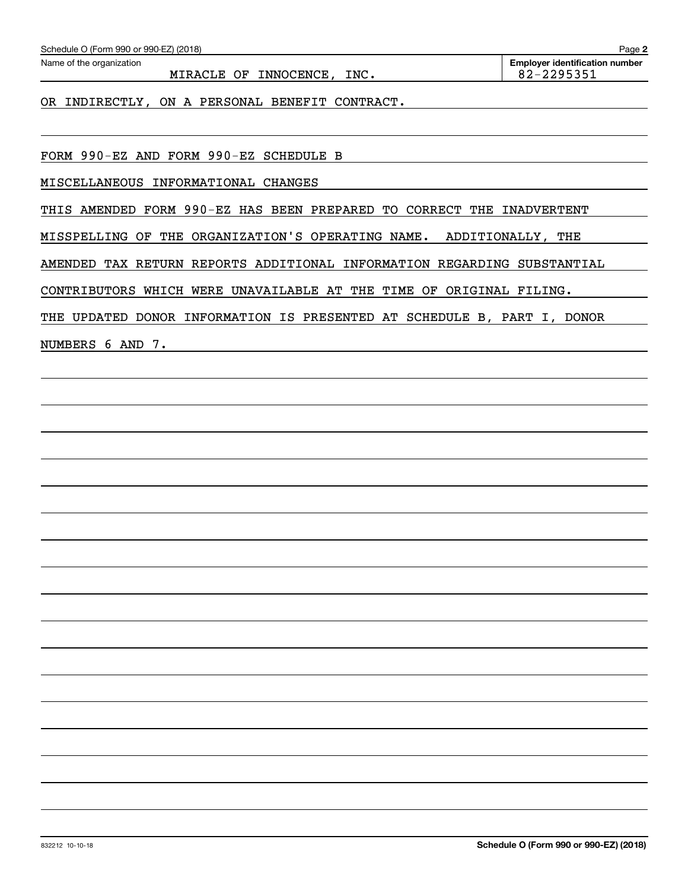Name of the organization

MIRACLE OF INNOCENCE, INC.

**Employer identification number**

82-2295351

OR INDIRECTLY, ON A PERSONAL BENEFIT CONTRACT.

FORM 990-EZ AND FORM 990-EZ SCHEDULE B

MISCELLANEOUS INFORMATIONAL CHANGES

THIS AMENDED FORM 990-EZ HAS BEEN PREPARED TO CORRECT THE INADVERTENT MISSPELLING OF THE ORGANIZATION'S OPERATING NAME. ADDITIONALLY, THE AMENDED TAX RETURN REPORTS ADDITIONAL INFORMATION REGARDING SUBSTANTIAL CONTRIBUTORS WHICH WERE UNAVAILABLE AT THE TIME OF ORIGINAL FILING. THE UPDATED DONOR INFORMATION IS PRESENTED AT SCHEDULE B, PART I, DONOR NUMBERS 6 AND 7.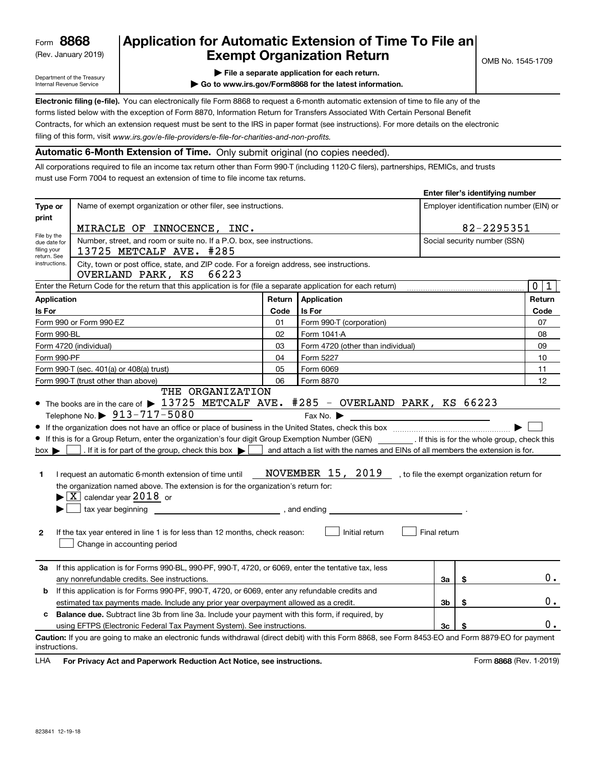Form **8868**
(Rev. January 2019)

Department of the Treasury
Internal Revenue Service

# Application for Automatic Extension of Time To File an Exempt Organization Return

OMB No. 1545-1709

▶ **File a separate application for each return.**

▶ **Go to www.irs.gov/Form8868 for the latest information.**

**Electronic filing (e-file).** You can electronically file Form 8868 to request a 6-month automatic extension of time to file any of the forms listed below with the exception of Form 8870, Information Return for Transfers Associated With Certain Personal Benefit Contracts, for which an extension request must be sent to the IRS in paper format (see instructions). For more details on the electronic filing of this form, visit *www.irs.gov/e-file-providers/e-file-for-charities-and-non-profits.*

## Automatic 6-Month Extension of Time. Only submit original (no copies needed).

All corporations required to file an income tax return other than Form 990-T (including 1120-C filers), partnerships, REMICs, and trusts must use Form 7004 to request an extension of time to file income tax returns.

| | | Enter filer's identifying number |
|---|---|---|
| **Type or print** | Name of exempt organization or other filer, see instructions. MIRACLE OF INNOCENCE, INC. | Employer identification number (EIN) or 82-2295351 |
| File by the due date for filing your return. See instructions. | Number, street, and room or suite no. If a P.O. box, see instructions. 13725 METCALF AVE. #285 | Social security number (SSN) |
| | City, town or post office, state, and ZIP code. For a foreign address, see instructions. OVERLAND PARK, KS 66223 | |

Enter the Return Code for the return that this application is for (file a separate application for each return) 0 1

| Application Is For | Return Code | Application Is For | Return Code |
|---|---|---|---|
| Form 990 or Form 990-EZ | 01 | Form 990-T (corporation) | 07 |
| Form 990-BL | 02 | Form 1041-A | 08 |
| Form 4720 (individual) | 03 | Form 4720 (other than individual) | 09 |
| Form 990-PF | 04 | Form 5227 | 10 |
| Form 990-T (sec. 401(a) or 408(a) trust) | 05 | Form 6069 | 11 |
| Form 990-T (trust other than above) | 06 | Form 8870 | 12 |

- The books are in the care of ▶ THE ORGANIZATION 13725 METCALF AVE. #285 - OVERLAND PARK, KS 66223
  Telephone No. ▶ 913-717-5080 Fax No. ▶
- If the organization does not have an office or place of business in the United States, check this box ▶ ☐
- If this is for a Group Return, enter the organization's four digit Group Exemption Number (GEN) ______ . If this is for the whole group, check this box ▶ ☐ . If it is for part of the group, check this box ▶ ☐ and attach a list with the names and EINs of all members the extension is for.

**1** I request an automatic 6-month extension of time until NOVEMBER 15, 2019 , to file the exempt organization return for the organization named above. The extension is for the organization's return for:
▶ ☒ calendar year 2018 or
▶ ☐ tax year beginning ______________ , and ending ______________ .

**2** If the tax year entered in line 1 is for less than 12 months, check reason: ☐ Initial return ☐ Final return
☐ Change in accounting period

| | | | |
|---|---|---|---|
| **3a** | If this application is for Forms 990-BL, 990-PF, 990-T, 4720, or 6069, enter the tentative tax, less any nonrefundable credits. See instructions. | 3a | $ 0. |
| **b** | If this application is for Forms 990-PF, 990-T, 4720, or 6069, enter any refundable credits and estimated tax payments made. Include any prior year overpayment allowed as a credit. | 3b | $ 0. |
| **c** | **Balance due.** Subtract line 3b from line 3a. Include your payment with this form, if required, by using EFTPS (Electronic Federal Tax Payment System). See instructions. | 3c | $ 0. |

**Caution:** If you are going to make an electronic funds withdrawal (direct debit) with this Form 8868, see Form 8453-EO and Form 8879-EO for payment instructions.

LHA **For Privacy Act and Paperwork Reduction Act Notice, see instructions.** Form **8868** (Rev. 1-2019)

823841 12-19-18